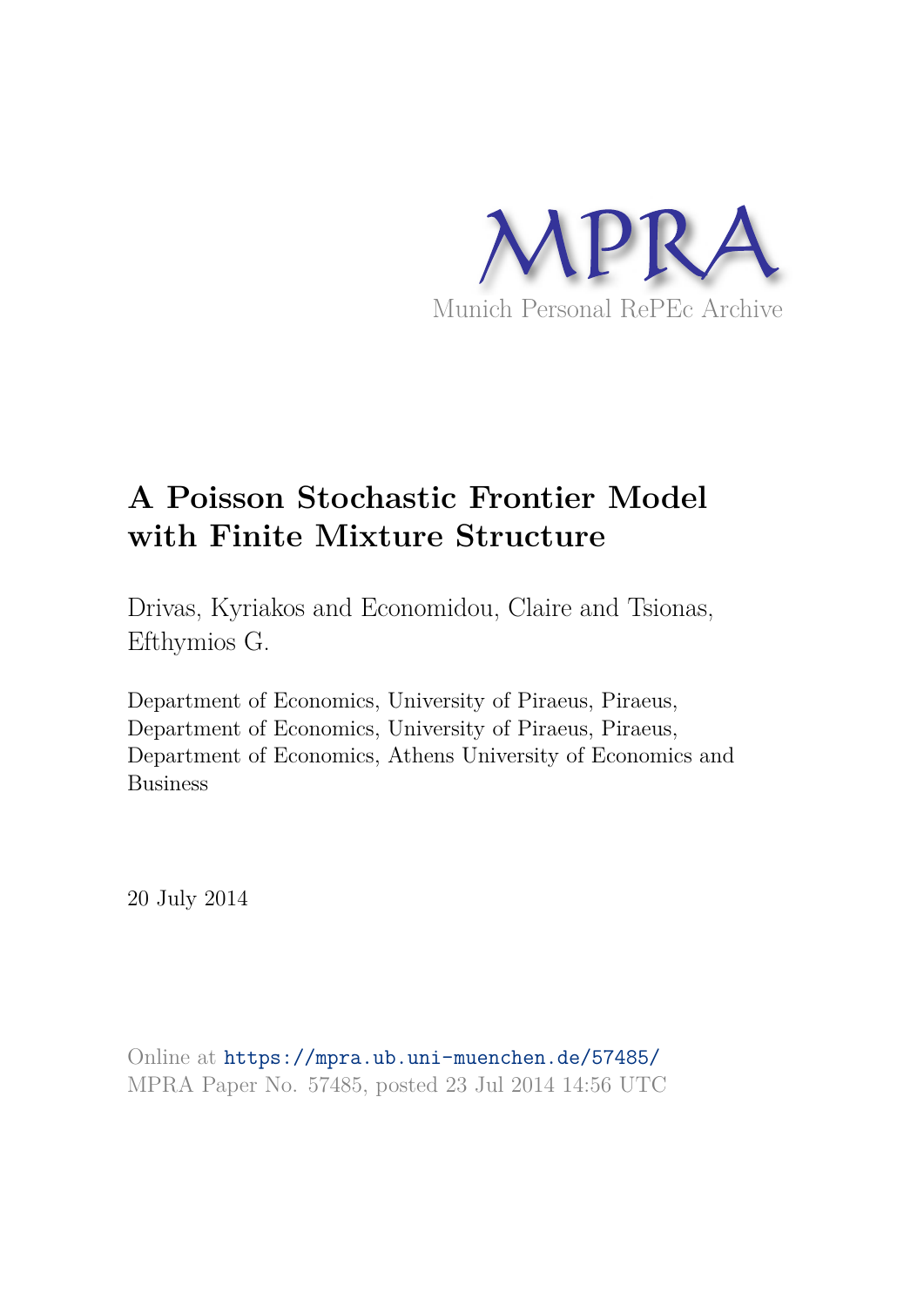MPRA

Munich Personal RePEc Archive

# A Poisson Stochastic Frontier Model with Finite Mixture Structure

Drivas, Kyriakos and Economidou, Claire and Tsionas, Efthymios G.

Department of Economics, University of Piraeus, Piraeus, Department of Economics, University of Piraeus, Piraeus, Department of Economics, Athens University of Economics and Business

20 July 2014

Online at https://mpra.ub.uni-muenchen.de/57485/
MPRA Paper No. 57485, posted 23 Jul 2014 14:56 UTC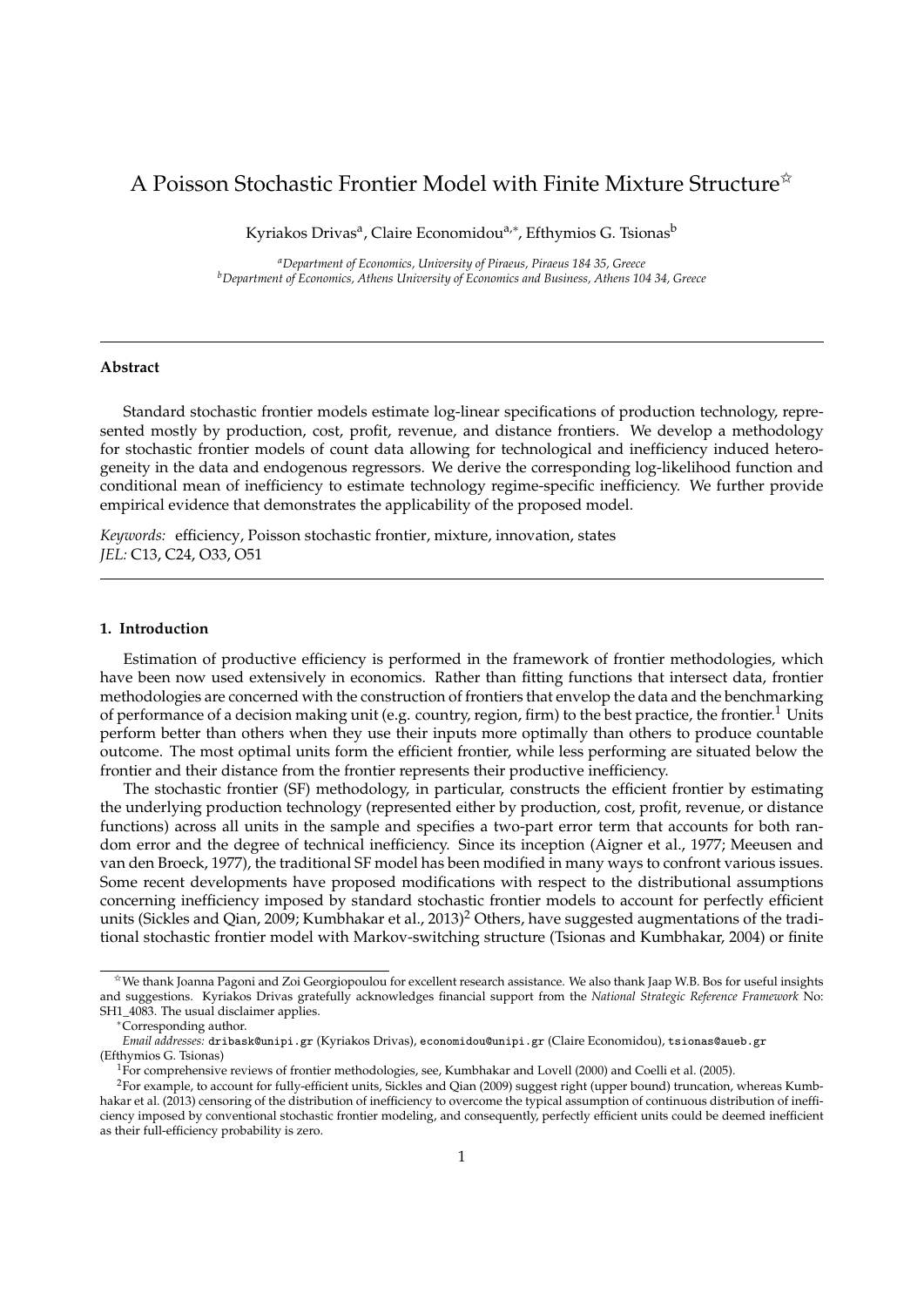# A Poisson Stochastic Frontier Model with Finite Mixture Structure[☆]

Kyriakos Drivas[a], Claire Economidou[a,*], Efthymios G. Tsionas[b]

[a] *Department of Economics, University of Piraeus, Piraeus 184 35, Greece*
[b] *Department of Economics, Athens University of Economics and Business, Athens 104 34, Greece*

---

### Abstract

Standard stochastic frontier models estimate log-linear specifications of production technology, represented mostly by production, cost, profit, revenue, and distance frontiers. We develop a methodology for stochastic frontier models of count data allowing for technological and inefficiency induced heterogeneity in the data and endogenous regressors. We derive the corresponding log-likelihood function and conditional mean of inefficiency to estimate technology regime-specific inefficiency. We further provide empirical evidence that demonstrates the applicability of the proposed model.

*Keywords:* efficiency, Poisson stochastic frontier, mixture, innovation, states
*JEL:* C13, C24, O33, O51

---

## 1. Introduction

Estimation of productive efficiency is performed in the framework of frontier methodologies, which have been now used extensively in economics. Rather than fitting functions that intersect data, frontier methodologies are concerned with the construction of frontiers that envelop the data and the benchmarking of performance of a decision making unit (e.g. country, region, firm) to the best practice, the frontier.[1] Units perform better than others when they use their inputs more optimally than others to produce countable outcome. The most optimal units form the efficient frontier, while less performing are situated below the frontier and their distance from the frontier represents their productive inefficiency.

The stochastic frontier (SF) methodology, in particular, constructs the efficient frontier by estimating the underlying production technology (represented either by production, cost, profit, revenue, or distance functions) across all units in the sample and specifies a two-part error term that accounts for both random error and the degree of technical inefficiency. Since its inception (Aigner et al., 1977; Meeusen and van den Broeck, 1977), the traditional SF model has been modified in many ways to confront various issues. Some recent developments have proposed modifications with respect to the distributional assumptions concerning inefficiency imposed by standard stochastic frontier models to account for perfectly efficient units (Sickles and Qian, 2009; Kumbhakar et al., 2013)[2] Others, have suggested augmentations of the traditional stochastic frontier model with Markov-switching structure (Tsionas and Kumbhakar, 2004) or finite

---

[☆] We thank Joanna Pagoni and Zoi Georgiopoulou for excellent research assistance. We also thank Jaap W.B. Bos for useful insights and suggestions. Kyriakos Drivas gratefully acknowledges financial support from the *National Strategic Reference Framework* No: SH1_4083. The usual disclaimer applies.

[*] Corresponding author.

*Email addresses:* dribask@unipi.gr (Kyriakos Drivas), economidou@unipi.gr (Claire Economidou), tsionas@aueb.gr (Efthymios G. Tsionas)

[1] For comprehensive reviews of frontier methodologies, see, Kumbhakar and Lovell (2000) and Coelli et al. (2005).

[2] For example, to account for fully-efficient units, Sickles and Qian (2009) suggest right (upper bound) truncation, whereas Kumbhakar et al. (2013) censoring of the distribution of inefficiency to overcome the typical assumption of continuous distribution of inefficiency imposed by conventional stochastic frontier modeling, and consequently, perfectly efficient units could be deemed inefficient as their full-efficiency probability is zero.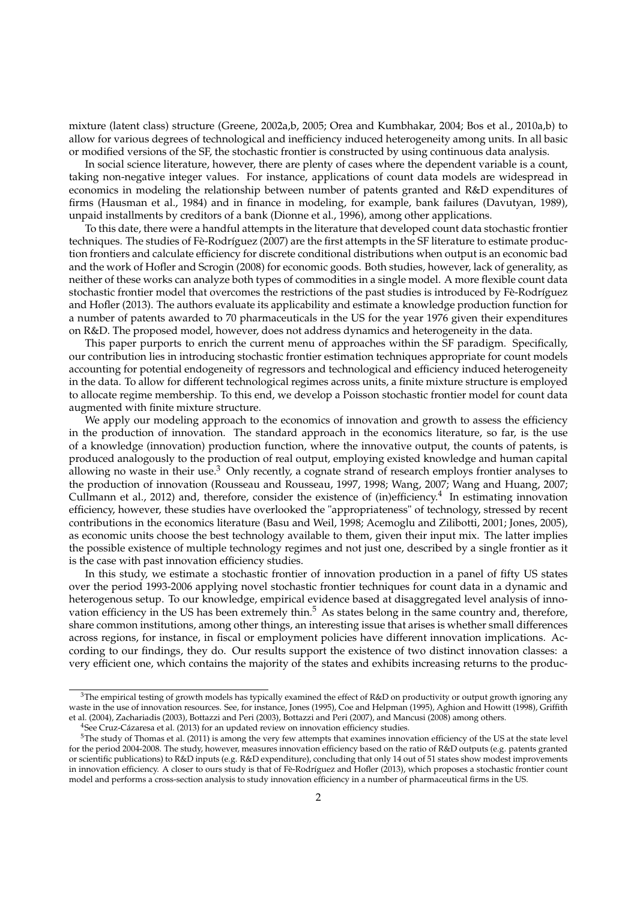mixture (latent class) structure (Greene, 2002a,b, 2005; Orea and Kumbhakar, 2004; Bos et al., 2010a,b) to allow for various degrees of technological and inefficiency induced heterogeneity among units. In all basic or modified versions of the SF, the stochastic frontier is constructed by using continuous data analysis.

In social science literature, however, there are plenty of cases where the dependent variable is a count, taking non-negative integer values. For instance, applications of count data models are widespread in economics in modeling the relationship between number of patents granted and R&D expenditures of firms (Hausman et al., 1984) and in finance in modeling, for example, bank failures (Davutyan, 1989), unpaid installments by creditors of a bank (Dionne et al., 1996), among other applications.

To this date, there were a handful attempts in the literature that developed count data stochastic frontier techniques. The studies of Fè-Rodríguez (2007) are the first attempts in the SF literature to estimate production frontiers and calculate efficiency for discrete conditional distributions when output is an economic bad and the work of Hofler and Scrogin (2008) for economic goods. Both studies, however, lack of generality, as neither of these works can analyze both types of commodities in a single model. A more flexible count data stochastic frontier model that overcomes the restrictions of the past studies is introduced by Fè-Rodríguez and Hofler (2013). The authors evaluate its applicability and estimate a knowledge production function for a number of patents awarded to 70 pharmaceuticals in the US for the year 1976 given their expenditures on R&D. The proposed model, however, does not address dynamics and heterogeneity in the data.

This paper purports to enrich the current menu of approaches within the SF paradigm. Specifically, our contribution lies in introducing stochastic frontier estimation techniques appropriate for count models accounting for potential endogeneity of regressors and technological and efficiency induced heterogeneity in the data. To allow for different technological regimes across units, a finite mixture structure is employed to allocate regime membership. To this end, we develop a Poisson stochastic frontier model for count data augmented with finite mixture structure.

We apply our modeling approach to the economics of innovation and growth to assess the efficiency in the production of innovation. The standard approach in the economics literature, so far, is the use of a knowledge (innovation) production function, where the innovative output, the counts of patents, is produced analogously to the production of real output, employing existed knowledge and human capital allowing no waste in their use.[3] Only recently, a cognate strand of research employs frontier analyses to the production of innovation (Rousseau and Rousseau, 1997, 1998; Wang, 2007; Wang and Huang, 2007; Cullmann et al., 2012) and, therefore, consider the existence of (in)efficiency.[4] In estimating innovation efficiency, however, these studies have overlooked the "appropriateness" of technology, stressed by recent contributions in the economics literature (Basu and Weil, 1998; Acemoglu and Zilibotti, 2001; Jones, 2005), as economic units choose the best technology available to them, given their input mix. The latter implies the possible existence of multiple technology regimes and not just one, described by a single frontier as it is the case with past innovation efficiency studies.

In this study, we estimate a stochastic frontier of innovation production in a panel of fifty US states over the period 1993-2006 applying novel stochastic frontier techniques for count data in a dynamic and heterogenous setup. To our knowledge, empirical evidence based at disaggregated level analysis of innovation efficiency in the US has been extremely thin.[5] As states belong in the same country and, therefore, share common institutions, among other things, an interesting issue that arises is whether small differences across regions, for instance, in fiscal or employment policies have different innovation implications. According to our findings, they do. Our results support the existence of two distinct innovation classes: a very efficient one, which contains the majority of the states and exhibits increasing returns to the produc-

[3] The empirical testing of growth models has typically examined the effect of R&D on productivity or output growth ignoring any waste in the use of innovation resources. See, for instance, Jones (1995), Coe and Helpman (1995), Aghion and Howitt (1998), Griffith et al. (2004), Zachariadis (2003), Bottazzi and Peri (2003), Bottazzi and Peri (2007), and Mancusi (2008) among others.

[4] See Cruz-Cázaresa et al. (2013) for an updated review on innovation efficiency studies.

[5] The study of Thomas et al. (2011) is among the very few attempts that examines innovation efficiency of the US at the state level for the period 2004-2008. The study, however, measures innovation efficiency based on the ratio of R&D outputs (e.g. patents granted or scientific publications) to R&D inputs (e.g. R&D expenditure), concluding that only 14 out of 51 states show modest improvements in innovation efficiency. A closer to ours study is that of Fè-Rodríguez and Hofler (2013), which proposes a stochastic frontier count model and performs a cross-section analysis to study innovation efficiency in a number of pharmaceutical firms in the US.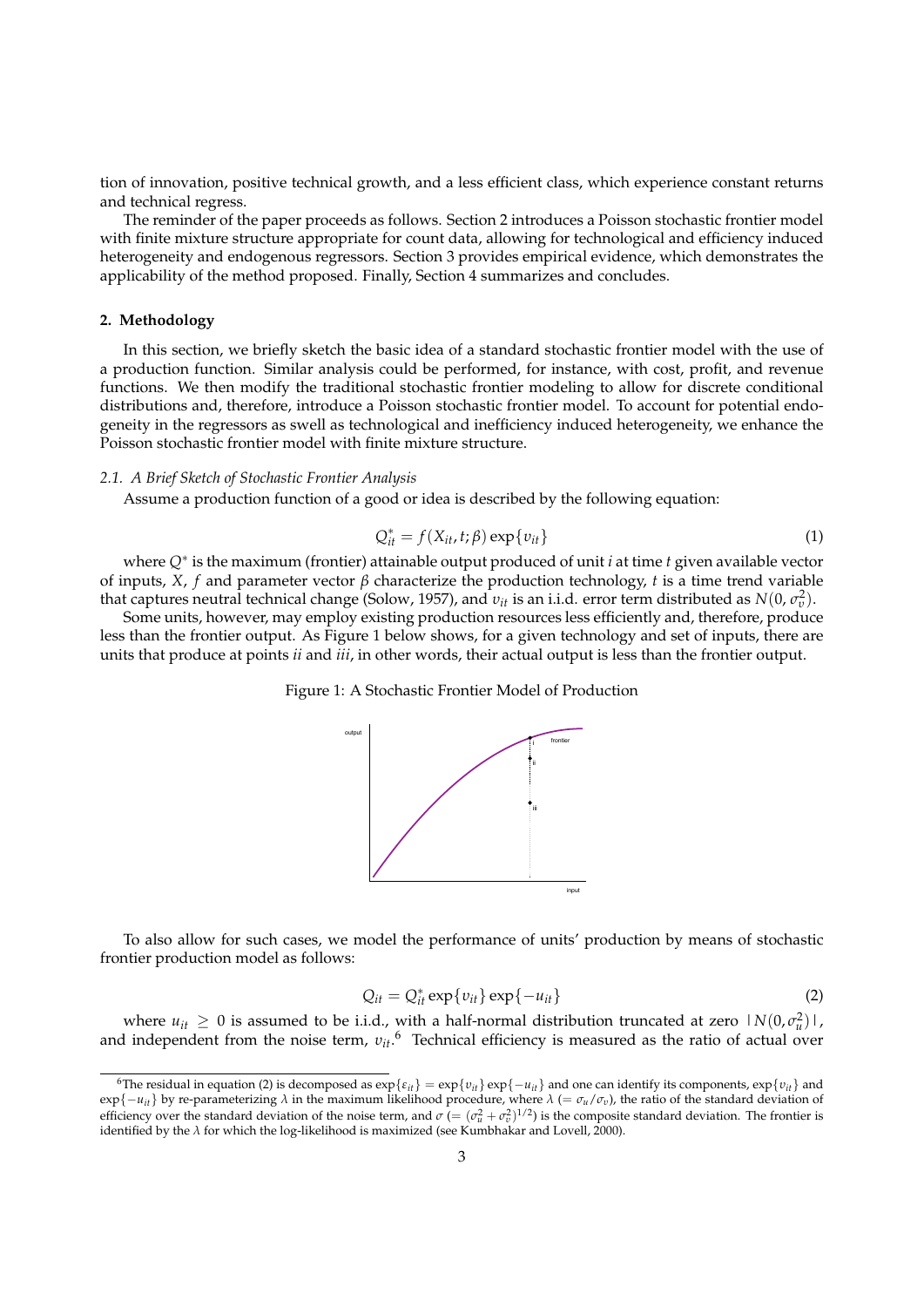tion of innovation, positive technical growth, and a less efficient class, which experience constant returns and technical regress.

The reminder of the paper proceeds as follows. Section 2 introduces a Poisson stochastic frontier model with finite mixture structure appropriate for count data, allowing for technological and efficiency induced heterogeneity and endogenous regressors. Section 3 provides empirical evidence, which demonstrates the applicability of the method proposed. Finally, Section 4 summarizes and concludes.

## 2. Methodology

In this section, we briefly sketch the basic idea of a standard stochastic frontier model with the use of a production function. Similar analysis could be performed, for instance, with cost, profit, and revenue functions. We then modify the traditional stochastic frontier modeling to allow for discrete conditional distributions and, therefore, introduce a Poisson stochastic frontier model. To account for potential endogeneity in the regressors as swell as technological and inefficiency induced heterogeneity, we enhance the Poisson stochastic frontier model with finite mixture structure.

### *2.1. A Brief Sketch of Stochastic Frontier Analysis*

Assume a production function of a good or idea is described by the following equation:

$$Q^*_{it} = f(X_{it}, t; \beta) \exp\{v_{it}\} \tag{1}$$

where $Q^*$ is the maximum (frontier) attainable output produced of unit $i$ at time $t$ given available vector of inputs, $X$, $f$ and parameter vector $\beta$ characterize the production technology, $t$ is a time trend variable that captures neutral technical change (Solow, 1957), and $v_{it}$ is an i.i.d. error term distributed as $N(0, \sigma_v^2)$.

Some units, however, may employ existing production resources less efficiently and, therefore, produce less than the frontier output. As Figure 1 below shows, for a given technology and set of inputs, there are units that produce at points *ii* and *iii*, in other words, their actual output is less than the frontier output.

Figure 1: A Stochastic Frontier Model of Production

To also allow for such cases, we model the performance of units' production by means of stochastic frontier production model as follows:

$$Q_{it} = Q^*_{it} \exp\{v_{it}\} \exp\{-u_{it}\} \tag{2}$$

where $u_{it} \geq 0$ is assumed to be i.i.d., with a half-normal distribution truncated at zero $|N(0, \sigma_u^2)|$, and independent from the noise term, $v_{it}$.[6] Technical efficiency is measured as the ratio of actual over

[6] The residual in equation (2) is decomposed as $\exp\{\varepsilon_{it}\} = \exp\{v_{it}\} \exp\{-u_{it}\}$ and one can identify its components, $\exp\{v_{it}\}$ and $\exp\{-u_{it}\}$ by re-parameterizing $\lambda$ in the maximum likelihood procedure, where $\lambda$ $(= \sigma_u/\sigma_v)$, the ratio of the standard deviation of efficiency over the standard deviation of the noise term, and $\sigma$ $(= (\sigma_u^2 + \sigma_v^2)^{1/2})$ is the composite standard deviation. The frontier is identified by the $\lambda$ for which the log-likelihood is maximized (see Kumbhakar and Lovell, 2000).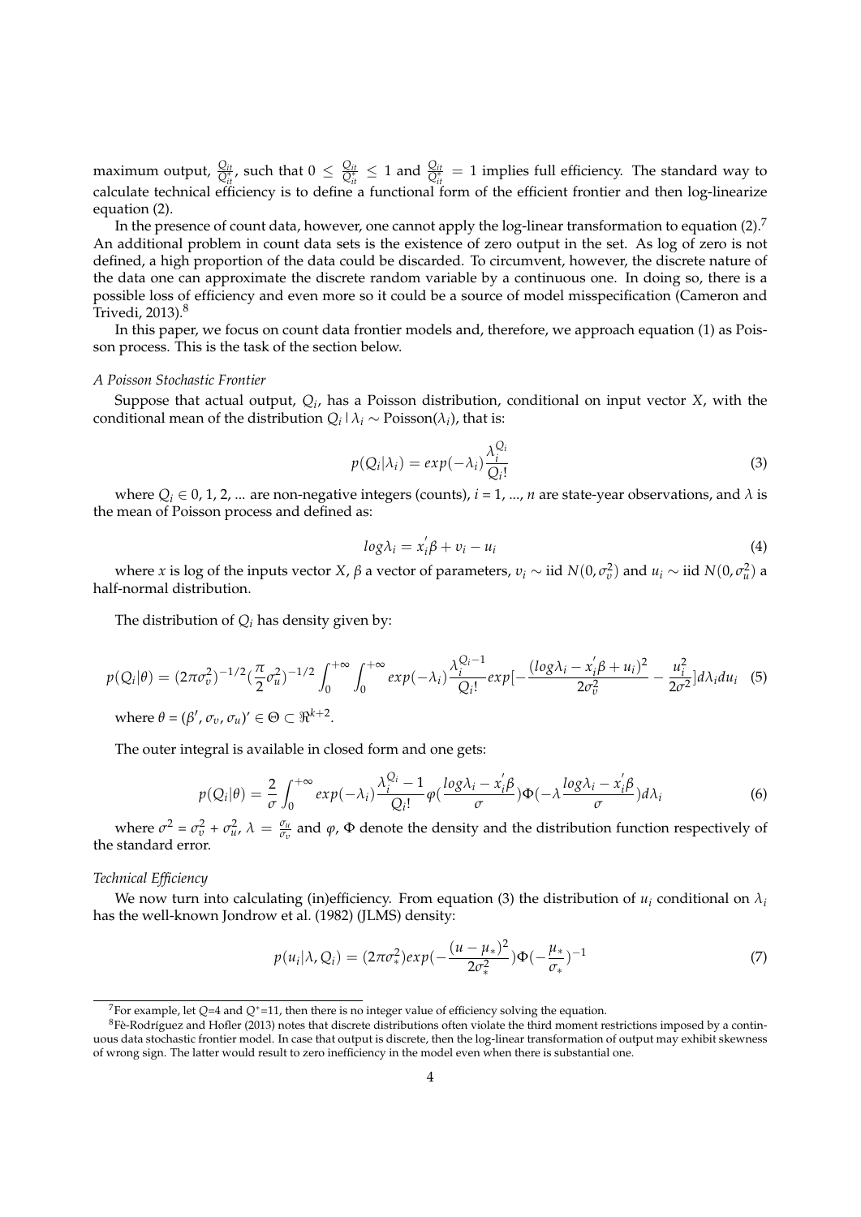maximum output, $\frac{Q_{it}}{Q^*_{it}}$, such that $0 \leq \frac{Q_{it}}{Q^*_{it}} \leq 1$ and $\frac{Q_{it}}{Q^*_{it}} = 1$ implies full efficiency. The standard way to calculate technical efficiency is to define a functional form of the efficient frontier and then log-linearize equation (2).

In the presence of count data, however, one cannot apply the log-linear transformation to equation (2).[7] An additional problem in count data sets is the existence of zero output in the set. As log of zero is not defined, a high proportion of the data could be discarded. To circumvent, however, the discrete nature of the data one can approximate the discrete random variable by a continuous one. In doing so, there is a possible loss of efficiency and even more so it could be a source of model misspecification (Cameron and Trivedi, 2013).[8]

In this paper, we focus on count data frontier models and, therefore, we approach equation (1) as Poisson process. This is the task of the section below.

*A Poisson Stochastic Frontier*

Suppose that actual output, $Q_i$, has a Poisson distribution, conditional on input vector $X$, with the conditional mean of the distribution $Q_i \,|\, \lambda_i \sim \text{Poisson}(\lambda_i)$, that is:

$$p(Q_i|\lambda_i) = exp(-\lambda_i)\frac{\lambda_i^{Q_i}}{Q_i!} \tag{3}$$

where $Q_i \in 0, 1, 2, ...$ are non-negative integers (counts), $i = 1, ..., n$ are state-year observations, and $\lambda$ is the mean of Poisson process and defined as:

$$log\lambda_i = x_i^{'}\beta + v_i - u_i \tag{4}$$

where $x$ is log of the inputs vector $X$, $\beta$ a vector of parameters, $v_i \sim$ iid $N(0, \sigma_v^2)$ and $u_i \sim$ iid $N(0, \sigma_u^2)$ a half-normal distribution.

The distribution of $Q_i$ has density given by:

$$p(Q_i|\theta) = (2\pi\sigma_v^2)^{-1/2}(\frac{\pi}{2}\sigma_u^2)^{-1/2}\int_0^{+\infty}\int_0^{+\infty} exp(-\lambda_i)\frac{\lambda_i^{Q_i-1}}{Q_i!}exp[-\frac{(log\lambda_i - x_i^{'}\beta + u_i)^2}{2\sigma_v^2} - \frac{u_i^2}{2\sigma^2}]d\lambda_i du_i \tag{5}$$

where $\theta = (\beta', \sigma_v, \sigma_u)' \in \Theta \subset \Re^{k+2}$.

The outer integral is available in closed form and one gets:

$$p(Q_i|\theta) = \frac{2}{\sigma}\int_0^{+\infty} exp(-\lambda_i)\frac{\lambda_i^{Q_i} - 1}{Q_i!}\varphi(\frac{log\lambda_i - x_i^{'}\beta}{\sigma})\Phi(-\lambda\frac{log\lambda_i - x_i^{'}\beta}{\sigma})d\lambda_i \tag{6}$$

where $\sigma^2 = \sigma_v^2 + \sigma_u^2$, $\lambda = \frac{\sigma_u}{\sigma_v}$ and $\varphi$, $\Phi$ denote the density and the distribution function respectively of the standard error.

*Technical Efficiency*

We now turn into calculating (in)efficiency. From equation (3) the distribution of $u_i$ conditional on $\lambda_i$ has the well-known Jondrow et al. (1982) (JLMS) density:

$$p(u_i|\lambda, Q_i) = (2\pi\sigma_*^2)exp(-\frac{(u - \mu_*)^2}{2\sigma_*^2})\Phi(-\frac{\mu_*}{\sigma_*})^{-1} \tag{7}$$

---

[7] For example, let $Q$=4 and $Q^*$=11, then there is no integer value of efficiency solving the equation.

[8] Fè-Rodríguez and Hofler (2013) notes that discrete distributions often violate the third moment restrictions imposed by a continuous data stochastic frontier model. In case that output is discrete, then the log-linear transformation of output may exhibit skewness of wrong sign. The latter would result to zero inefficiency in the model even when there is substantial one.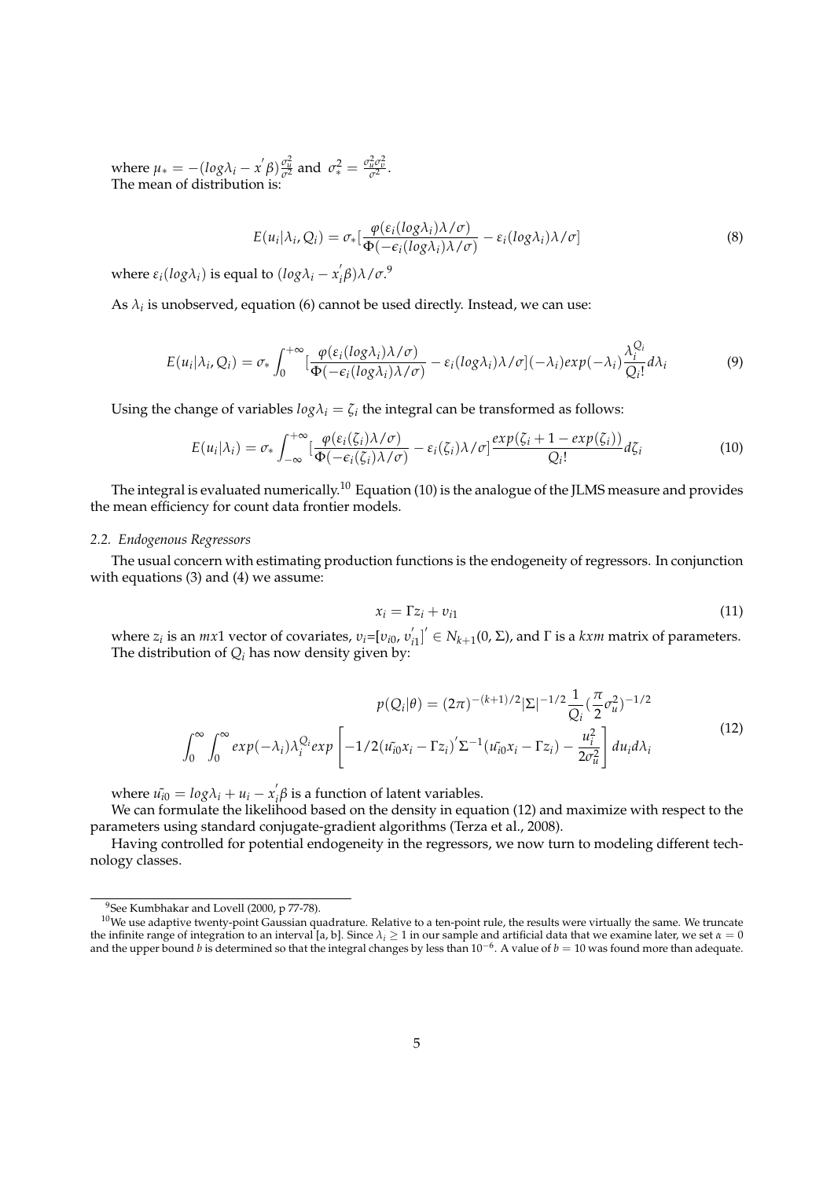where $\mu_* = -(log\lambda_i - x^{'}\beta)\frac{\sigma_u^2}{\sigma^2}$ and $\sigma_*^2 = \frac{\sigma_u^2\sigma_v^2}{\sigma^2}$.
The mean of distribution is:

$$E(u_i|\lambda_i, Q_i) = \sigma_*[\frac{\varphi(\varepsilon_i(log\lambda_i)\lambda/\sigma)}{\Phi(-\epsilon_i(log\lambda_i)\lambda/\sigma)} - \varepsilon_i(log\lambda_i)\lambda/\sigma] \tag{8}$$

where $\varepsilon_i(log\lambda_i)$ is equal to $(log\lambda_i - x_i^{'}\beta)\lambda/\sigma$.[9]

As $\lambda_i$ is unobserved, equation (6) cannot be used directly. Instead, we can use:

$$E(u_i|\lambda_i, Q_i) = \sigma_* \int_0^{+\infty} [\frac{\varphi(\varepsilon_i(log\lambda_i)\lambda/\sigma)}{\Phi(-\epsilon_i(log\lambda_i)\lambda/\sigma)} - \varepsilon_i(log\lambda_i)\lambda/\sigma](-\lambda_i)exp(-\lambda_i)\frac{\lambda_i^{Q_i}}{Q_i!}d\lambda_i \tag{9}$$

Using the change of variables $log\lambda_i = \zeta_i$ the integral can be transformed as follows:

$$E(u_i|\lambda_i) = \sigma_* \int_{-\infty}^{+\infty} [\frac{\varphi(\varepsilon_i(\zeta_i)\lambda/\sigma)}{\Phi(-\epsilon_i(\zeta_i)\lambda/\sigma)} - \varepsilon_i(\zeta_i)\lambda/\sigma]\frac{exp(\zeta_i + 1 - exp(\zeta_i))}{Q_i!}d\zeta_i \tag{10}$$

The integral is evaluated numerically.[10] Equation (10) is the analogue of the JLMS measure and provides the mean efficiency for count data frontier models.

### *2.2. Endogenous Regressors*

The usual concern with estimating production functions is the endogeneity of regressors. In conjunction with equations (3) and (4) we assume:

$$x_i = \Gamma z_i + v_{i1} \tag{11}$$

where $z_i$ is an $mx1$ vector of covariates, $v_i$=$[v_{i0}, v_{i1}^{'}]^{'} \in N_{k+1}(0, \Sigma)$, and $\Gamma$ is a $kxm$ matrix of parameters. The distribution of $Q_i$ has now density given by:

$$p(Q_i|\theta) = (2\pi)^{-(k+1)/2}|\Sigma|^{-1/2}\frac{1}{Q_i}(\frac{\pi}{2}\sigma_u^2)^{-1/2}$$
$$\int_0^\infty \int_0^\infty exp(-\lambda_i)\lambda_i^{Q_i}exp\left[-1/2(\tilde{u_{i0}}x_i - \Gamma z_i)^{'}\Sigma^{-1}(\tilde{u_{i0}}x_i - \Gamma z_i) - \frac{u_i^2}{2\sigma_u^2}\right]du_i d\lambda_i \tag{12}$$

where $\tilde{u_{i0}} = log\lambda_i + u_i - x_i^{'}\beta$ is a function of latent variables.

We can formulate the likelihood based on the density in equation (12) and maximize with respect to the parameters using standard conjugate-gradient algorithms (Terza et al., 2008).

Having controlled for potential endogeneity in the regressors, we now turn to modeling different technology classes.

[9] See Kumbhakar and Lovell (2000, p 77-78).

[10] We use adaptive twenty-point Gaussian quadrature. Relative to a ten-point rule, the results were virtually the same. We truncate the infinite range of integration to an interval [a, b]. Since $\lambda_i \geq 1$ in our sample and artificial data that we examine later, we set $\alpha = 0$ and the upper bound $b$ is determined so that the integral changes by less than $10^{-6}$. A value of $b = 10$ was found more than adequate.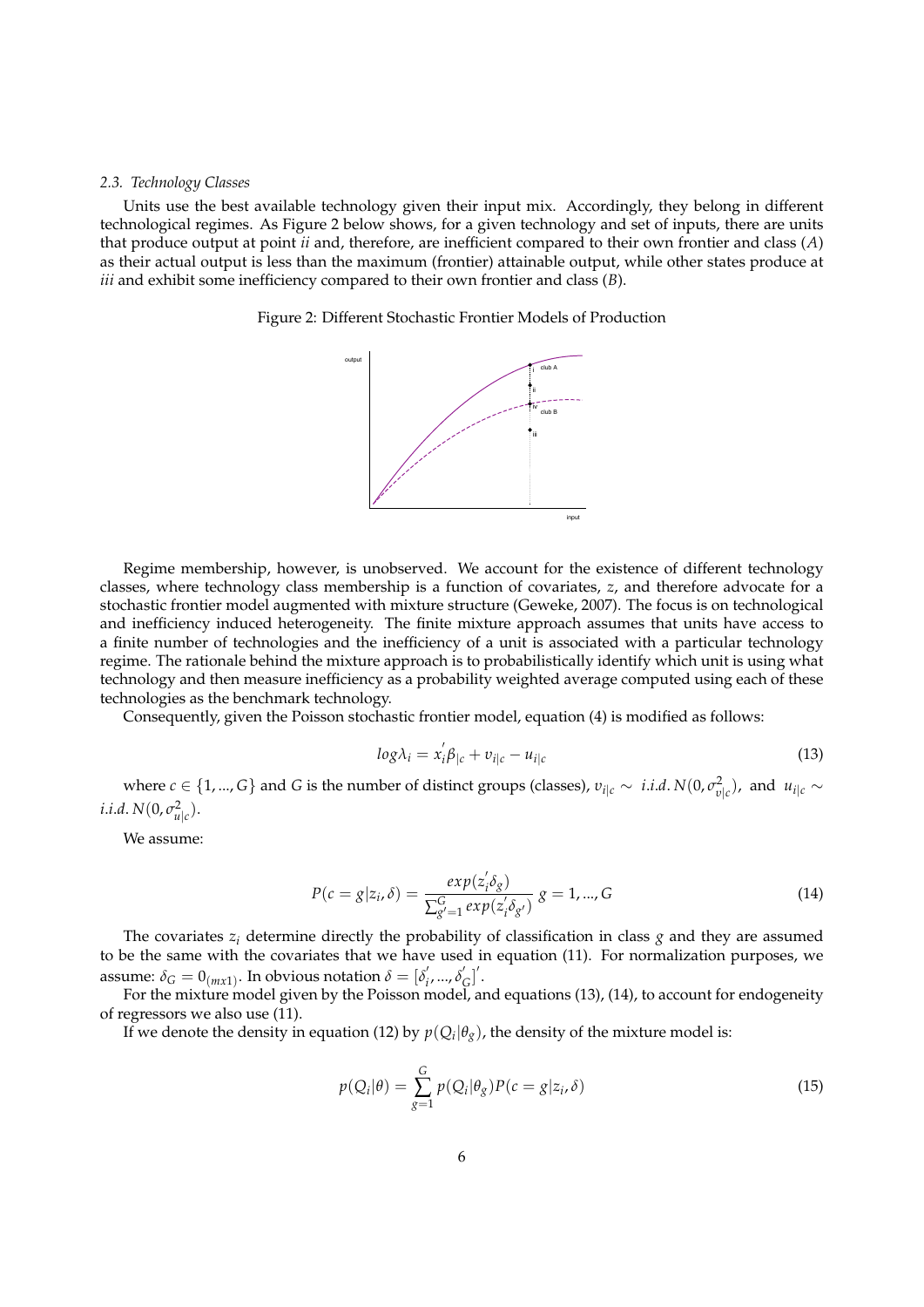### 2.3. Technology Classes

Units use the best available technology given their input mix. Accordingly, they belong in different technological regimes. As Figure 2 below shows, for a given technology and set of inputs, there are units that produce output at point *ii* and, therefore, are inefficient compared to their own frontier and class (*A*) as their actual output is less than the maximum (frontier) attainable output, while other states produce at *iii* and exhibit some inefficiency compared to their own frontier and class (*B*).

Figure 2: Different Stochastic Frontier Models of Production

Regime membership, however, is unobserved. We account for the existence of different technology classes, where technology class membership is a function of covariates, $z$, and therefore advocate for a stochastic frontier model augmented with mixture structure (Geweke, 2007). The focus is on technological and inefficiency induced heterogeneity. The finite mixture approach assumes that units have access to a finite number of technologies and the inefficiency of a unit is associated with a particular technology regime. The rationale behind the mixture approach is to probabilistically identify which unit is using what technology and then measure inefficiency as a probability weighted average computed using each of these technologies as the benchmark technology.

Consequently, given the Poisson stochastic frontier model, equation (4) is modified as follows:

$$log\lambda_i = x_i^{'}\beta_{|c} + v_{i|c} - u_{i|c} \tag{13}$$

where $c \in \{1, ..., G\}$ and $G$ is the number of distinct groups (classes), $v_{i|c} \sim \ i.i.d.\ N(0, \sigma^2_{v|c})$, and $u_{i|c} \sim i.i.d.\ N(0, \sigma^2_{u|c})$.

We assume:

$$P(c = g|z_i, \delta) = \frac{exp(z_i^{'}\delta_g)}{\sum_{g'=1}^{G} exp(z_i^{'}\delta_{g'})} \ g = 1, ..., G \tag{14}$$

The covariates $z_i$ determine directly the probability of classification in class $g$ and they are assumed to be the same with the covariates that we have used in equation (11). For normalization purposes, we assume: $\delta_G = 0_{(mx1)}$. In obvious notation $\delta = [\delta_i^{'}, ..., \delta_G^{'}]^{'}$.

For the mixture model given by the Poisson model, and equations (13), (14), to account for endogeneity of regressors we also use (11).

If we denote the density in equation (12) by $p(Q_i|\theta_g)$, the density of the mixture model is:

$$p(Q_i|\theta) = \sum_{g=1}^{G} p(Q_i|\theta_g) P(c = g|z_i, \delta) \tag{15}$$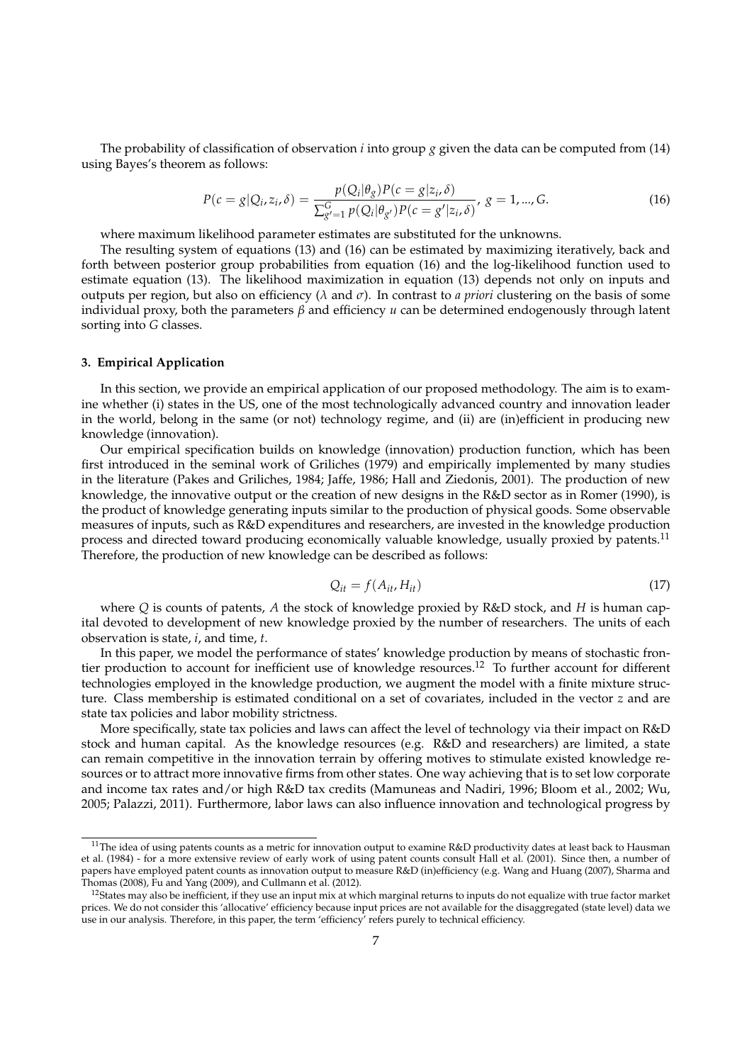The probability of classification of observation $i$ into group $g$ given the data can be computed from (14) using Bayes's theorem as follows:

$$P(c = g|Q_i, z_i, \delta) = \frac{p(Q_i|\theta_g)P(c = g|z_i, \delta)}{\sum_{g'=1}^{G} p(Q_i|\theta_{g'})P(c = g'|z_i, \delta)}, \; g = 1, ..., G. \tag{16}$$

where maximum likelihood parameter estimates are substituted for the unknowns.

The resulting system of equations (13) and (16) can be estimated by maximizing iteratively, back and forth between posterior group probabilities from equation (16) and the log-likelihood function used to estimate equation (13). The likelihood maximization in equation (13) depends not only on inputs and outputs per region, but also on efficiency ($\lambda$ and $\sigma$). In contrast to *a priori* clustering on the basis of some individual proxy, both the parameters $\beta$ and efficiency $u$ can be determined endogenously through latent sorting into $G$ classes.

### 3. Empirical Application

In this section, we provide an empirical application of our proposed methodology. The aim is to examine whether (i) states in the US, one of the most technologically advanced country and innovation leader in the world, belong in the same (or not) technology regime, and (ii) are (in)efficient in producing new knowledge (innovation).

Our empirical specification builds on knowledge (innovation) production function, which has been first introduced in the seminal work of Griliches (1979) and empirically implemented by many studies in the literature (Pakes and Griliches, 1984; Jaffe, 1986; Hall and Ziedonis, 2001). The production of new knowledge, the innovative output or the creation of new designs in the R&D sector as in Romer (1990), is the product of knowledge generating inputs similar to the production of physical goods. Some observable measures of inputs, such as R&D expenditures and researchers, are invested in the knowledge production process and directed toward producing economically valuable knowledge, usually proxied by patents.[11] Therefore, the production of new knowledge can be described as follows:

$$Q_{it} = f(A_{it}, H_{it}) \tag{17}$$

where $Q$ is counts of patents, $A$ the stock of knowledge proxied by R&D stock, and $H$ is human capital devoted to development of new knowledge proxied by the number of researchers. The units of each observation is state, $i$, and time, $t$.

In this paper, we model the performance of states' knowledge production by means of stochastic frontier production to account for inefficient use of knowledge resources.[12] To further account for different technologies employed in the knowledge production, we augment the model with a finite mixture structure. Class membership is estimated conditional on a set of covariates, included in the vector $z$ and are state tax policies and labor mobility strictness.

More specifically, state tax policies and laws can affect the level of technology via their impact on R&D stock and human capital. As the knowledge resources (e.g. R&D and researchers) are limited, a state can remain competitive in the innovation terrain by offering motives to stimulate existed knowledge resources or to attract more innovative firms from other states. One way achieving that is to set low corporate and income tax rates and/or high R&D tax credits (Mamuneas and Nadiri, 1996; Bloom et al., 2002; Wu, 2005; Palazzi, 2011). Furthermore, labor laws can also influence innovation and technological progress by

---

[11] The idea of using patents counts as a metric for innovation output to examine R&D productivity dates at least back to Hausman et al. (1984) - for a more extensive review of early work of using patent counts consult Hall et al. (2001). Since then, a number of papers have employed patent counts as innovation output to measure R&D (in)efficiency (e.g. Wang and Huang (2007), Sharma and Thomas (2008), Fu and Yang (2009), and Cullmann et al. (2012).

[12] States may also be inefficient, if they use an input mix at which marginal returns to inputs do not equalize with true factor market prices. We do not consider this 'allocative' efficiency because input prices are not available for the disaggregated (state level) data we use in our analysis. Therefore, in this paper, the term 'efficiency' refers purely to technical efficiency.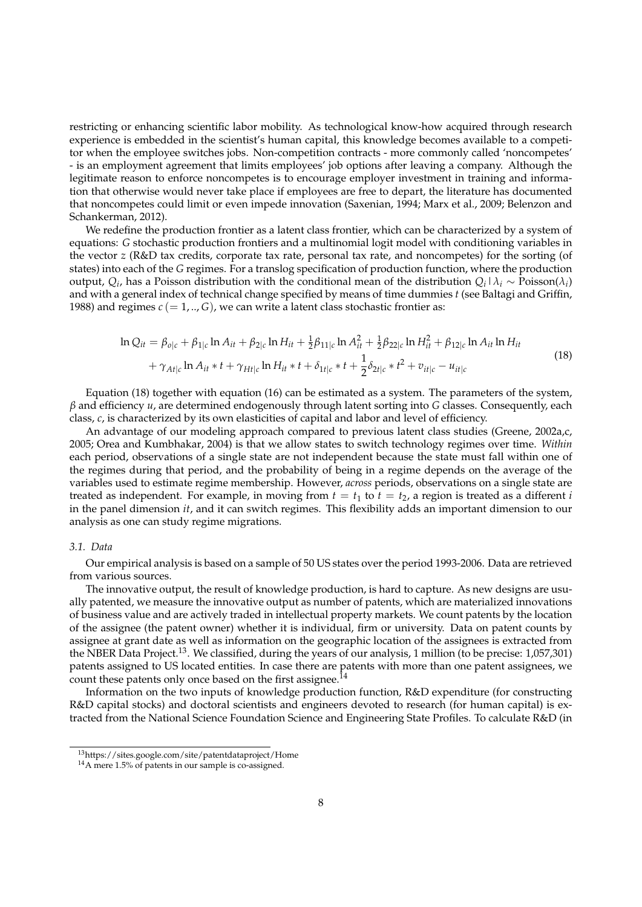restricting or enhancing scientific labor mobility. As technological know-how acquired through research experience is embedded in the scientist's human capital, this knowledge becomes available to a competitor when the employee switches jobs. Non-competition contracts - more commonly called 'noncompetes' - is an employment agreement that limits employees' job options after leaving a company. Although the legitimate reason to enforce noncompetes is to encourage employer investment in training and information that otherwise would never take place if employees are free to depart, the literature has documented that noncompetes could limit or even impede innovation (Saxenian, 1994; Marx et al., 2009; Belenzon and Schankerman, 2012).

We redefine the production frontier as a latent class frontier, which can be characterized by a system of equations: $G$ stochastic production frontiers and a multinomial logit model with conditioning variables in the vector $z$ (R&D tax credits, corporate tax rate, personal tax rate, and noncompetes) for the sorting (of states) into each of the $G$ regimes. For a translog specification of production function, where the production output, $Q_i$, has a Poisson distribution with the conditional mean of the distribution $Q_i \mid \lambda_i \sim \text{Poisson}(\lambda_i)$ and with a general index of technical change specified by means of time dummies $t$ (see Baltagi and Griffin, 1988) and regimes $c\ (= 1, .., G)$, we can write a latent class stochastic frontier as:

$$\begin{aligned}\ln Q_{it} = {} & \beta_{o|c} + \beta_{1|c} \ln A_{it} + \beta_{2|c} \ln H_{it} + \tfrac{1}{2}\beta_{11|c} \ln A_{it}^2 + \tfrac{1}{2}\beta_{22|c} \ln H_{it}^2 + \beta_{12|c} \ln A_{it} \ln H_{it} \\ & + \gamma_{At|c} \ln A_{it} * t + \gamma_{Ht|c} \ln H_{it} * t + \delta_{1t|c} * t + \frac{1}{2}\delta_{2t|c} * t^2 + v_{it|c} - u_{it|c}\end{aligned} \tag{18}$$

Equation (18) together with equation (16) can be estimated as a system. The parameters of the system, $\beta$ and efficiency $u$, are determined endogenously through latent sorting into $G$ classes. Consequently, each class, $c$, is characterized by its own elasticities of capital and labor and level of efficiency.

An advantage of our modeling approach compared to previous latent class studies (Greene, 2002a,c, 2005; Orea and Kumbhakar, 2004) is that we allow states to switch technology regimes over time. *Within* each period, observations of a single state are not independent because the state must fall within one of the regimes during that period, and the probability of being in a regime depends on the average of the variables used to estimate regime membership. However, *across* periods, observations on a single state are treated as independent. For example, in moving from $t = t_1$ to $t = t_2$, a region is treated as a different $i$ in the panel dimension $it$, and it can switch regimes. This flexibility adds an important dimension to our analysis as one can study regime migrations.

### *3.1. Data*

Our empirical analysis is based on a sample of 50 US states over the period 1993-2006. Data are retrieved from various sources.

The innovative output, the result of knowledge production, is hard to capture. As new designs are usually patented, we measure the innovative output as number of patents, which are materialized innovations of business value and are actively traded in intellectual property markets. We count patents by the location of the assignee (the patent owner) whether it is individual, firm or university. Data on patent counts by assignee at grant date as well as information on the geographic location of the assignees is extracted from the NBER Data Project.[13]. We classified, during the years of our analysis, 1 million (to be precise: 1,057,301) patents assigned to US located entities. In case there are patents with more than one patent assignees, we count these patents only once based on the first assignee.[14]

Information on the two inputs of knowledge production function, R&D expenditure (for constructing R&D capital stocks) and doctoral scientists and engineers devoted to research (for human capital) is extracted from the National Science Foundation Science and Engineering State Profiles. To calculate R&D (in

[13] https://sites.google.com/site/patentdataproject/Home

[14] A mere 1.5% of patents in our sample is co-assigned.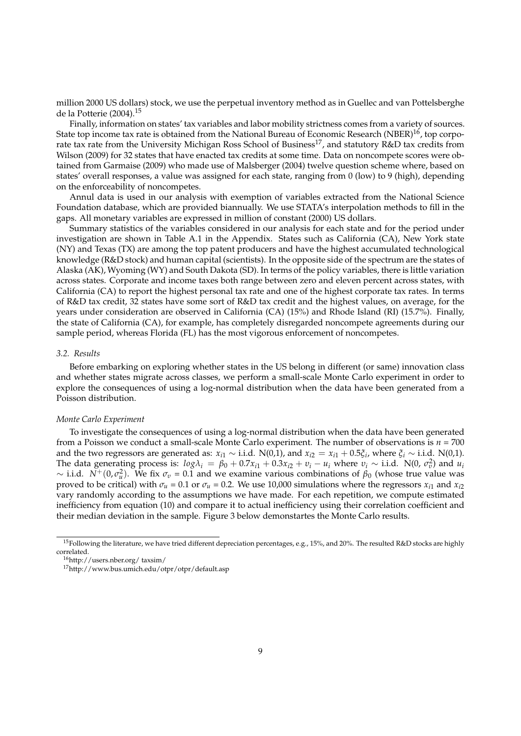million 2000 US dollars) stock, we use the perpetual inventory method as in Guellec and van Pottelsberghe de la Potterie (2004).[15]

Finally, information on states' tax variables and labor mobility strictness comes from a variety of sources. State top income tax rate is obtained from the National Bureau of Economic Research (NBER)[16], top corporate tax rate from the University Michigan Ross School of Business[17], and statutory R&D tax credits from Wilson (2009) for 32 states that have enacted tax credits at some time. Data on noncompete scores were obtained from Garmaise (2009) who made use of Malsberger (2004) twelve question scheme where, based on states' overall responses, a value was assigned for each state, ranging from 0 (low) to 9 (high), depending on the enforceability of noncompetes.

Annul data is used in our analysis with exemption of variables extracted from the National Science Foundation database, which are provided biannually. We use STATA's interpolation methods to fill in the gaps. All monetary variables are expressed in million of constant (2000) US dollars.

Summary statistics of the variables considered in our analysis for each state and for the period under investigation are shown in Table A.1 in the Appendix. States such as California (CA), New York state (NY) and Texas (TX) are among the top patent producers and have the highest accumulated technological knowledge (R&D stock) and human capital (scientists). In the opposite side of the spectrum are the states of Alaska (AK), Wyoming (WY) and South Dakota (SD). In terms of the policy variables, there is little variation across states. Corporate and income taxes both range between zero and eleven percent across states, with California (CA) to report the highest personal tax rate and one of the highest corporate tax rates. In terms of R&D tax credit, 32 states have some sort of R&D tax credit and the highest values, on average, for the years under consideration are observed in California (CA) (15%) and Rhode Island (RI) (15.7%). Finally, the state of California (CA), for example, has completely disregarded noncompete agreements during our sample period, whereas Florida (FL) has the most vigorous enforcement of noncompetes.

### *3.2. Results*

Before embarking on exploring whether states in the US belong in different (or same) innovation class and whether states migrate across classes, we perform a small-scale Monte Carlo experiment in order to explore the consequences of using a log-normal distribution when the data have been generated from a Poisson distribution.

#### *Monte Carlo Experiment*

To investigate the consequences of using a log-normal distribution when the data have been generated from a Poisson we conduct a small-scale Monte Carlo experiment. The number of observations is $n$ = 700 and the two regressors are generated as: $x_{i1} \sim$ i.i.d. N(0,1), and $x_{i2} = x_{i1} + 0.5\xi_i$, where $\xi_i \sim$ i.i.d. N(0,1). The data generating process is: $log\lambda_i = \beta_0 + 0.7x_{i1} + 0.3x_{i2} + v_i - u_i$ where $v_i \sim$ i.i.d. N(0, $\sigma_v^2$) and $u_i \sim$ i.i.d. $N^+(0, \sigma_u^2)$. We fix $\sigma_v$ = 0.1 and we examine various combinations of $\beta_0$ (whose true value was proved to be critical) with $\sigma_u$ = 0.1 or $\sigma_u$ = 0.2. We use 10,000 simulations where the regressors $x_{i1}$ and $x_{i2}$ vary randomly according to the assumptions we have made. For each repetition, we compute estimated inefficiency from equation (10) and compare it to actual inefficiency using their correlation coefficient and their median deviation in the sample. Figure 3 below demonstartes the Monte Carlo results.

---

[15] Following the literature, we have tried different depreciation percentages, e.g., 15%, and 20%. The resulted R&D stocks are highly correlated.

[16] http://users.nber.org/ taxsim/

[17] http://www.bus.umich.edu/otpr/otpr/default.asp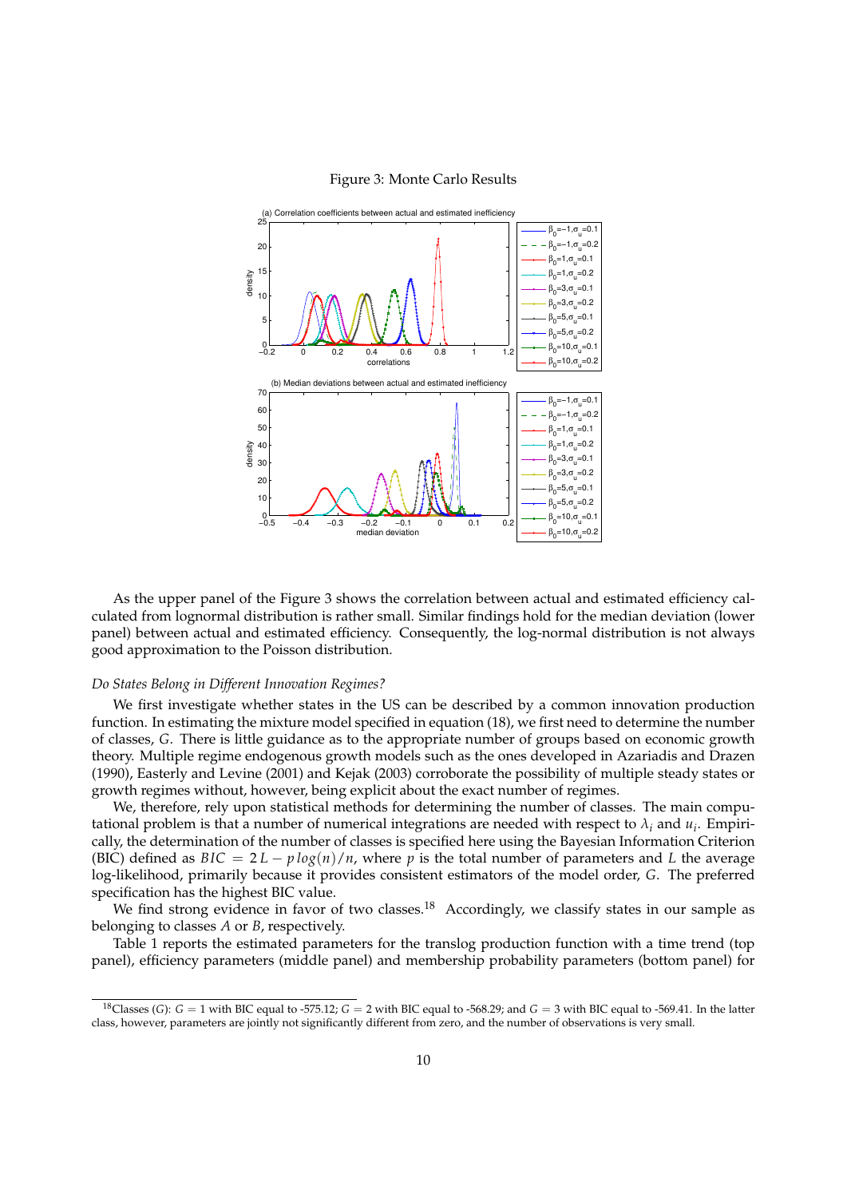Figure 3: Monte Carlo Results

As the upper panel of the Figure 3 shows the correlation between actual and estimated efficiency calculated from lognormal distribution is rather small. Similar findings hold for the median deviation (lower panel) between actual and estimated efficiency. Consequently, the log-normal distribution is not always good approximation to the Poisson distribution.

*Do States Belong in Different Innovation Regimes?*

We first investigate whether states in the US can be described by a common innovation production function. In estimating the mixture model specified in equation (18), we first need to determine the number of classes, $G$. There is little guidance as to the appropriate number of groups based on economic growth theory. Multiple regime endogenous growth models such as the ones developed in Azariadis and Drazen (1990), Easterly and Levine (2001) and Kejak (2003) corroborate the possibility of multiple steady states or growth regimes without, however, being explicit about the exact number of regimes.

We, therefore, rely upon statistical methods for determining the number of classes. The main computational problem is that a number of numerical integrations are needed with respect to $\lambda_i$ and $u_i$. Empirically, the determination of the number of classes is specified here using the Bayesian Information Criterion (BIC) defined as $BIC = 2L - p\,log(n)/n$, where $p$ is the total number of parameters and $L$ the average log-likelihood, primarily because it provides consistent estimators of the model order, $G$. The preferred specification has the highest BIC value.

We find strong evidence in favor of two classes.[18] Accordingly, we classify states in our sample as belonging to classes $A$ or $B$, respectively.

Table 1 reports the estimated parameters for the translog production function with a time trend (top panel), efficiency parameters (middle panel) and membership probability parameters (bottom panel) for

[18] Classes ($G$): $G = 1$ with BIC equal to -575.12; $G = 2$ with BIC equal to -568.29; and $G = 3$ with BIC equal to -569.41. In the latter class, however, parameters are jointly not significantly different from zero, and the number of observations is very small.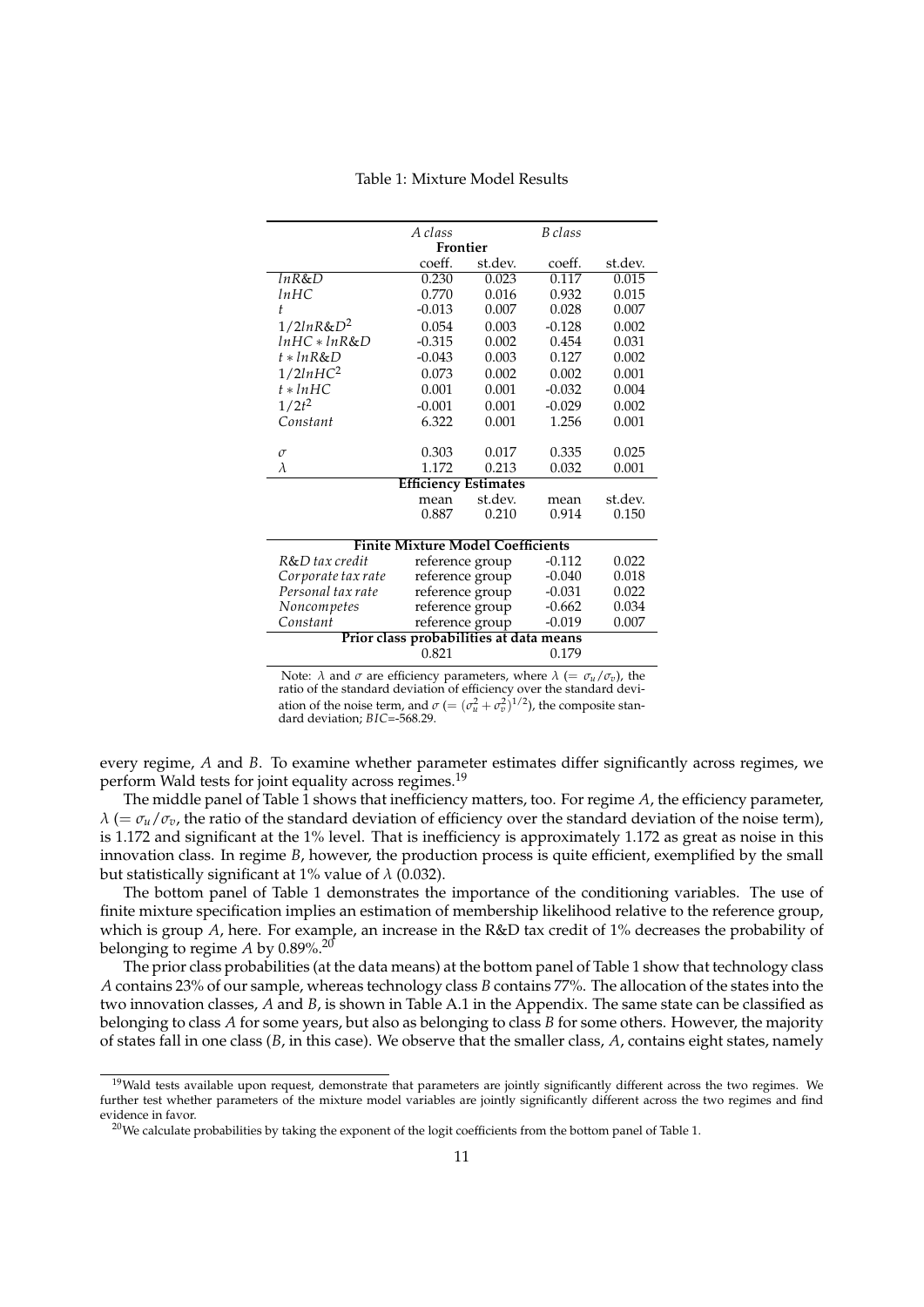Table 1: Mixture Model Results

| | *A class* | | *B class* | |
|---|---|---|---|---|
| | **Frontier** | | | |
| | coeff. | st.dev. | coeff. | st.dev. |
| $lnR\&D$ | 0.230 | 0.023 | 0.117 | 0.015 |
| $lnHC$ | 0.770 | 0.016 | 0.932 | 0.015 |
| $t$ | -0.013 | 0.007 | 0.028 | 0.007 |
| $1/2lnR\&D^2$ | 0.054 | 0.003 | -0.128 | 0.002 |
| $lnHC * lnR\&D$ | -0.315 | 0.002 | 0.454 | 0.031 |
| $t * lnR\&D$ | -0.043 | 0.003 | 0.127 | 0.002 |
| $1/2lnHC^2$ | 0.073 | 0.002 | 0.002 | 0.001 |
| $t * lnHC$ | 0.001 | 0.001 | -0.032 | 0.004 |
| $1/2t^2$ | -0.001 | 0.001 | -0.029 | 0.002 |
| *Constant* | 6.322 | 0.001 | 1.256 | 0.001 |
| $\sigma$ | 0.303 | 0.017 | 0.335 | 0.025 |
| $\lambda$ | 1.172 | 0.213 | 0.032 | 0.001 |
| | **Efficiency Estimates** | | | |
| | mean | st.dev. | mean | st.dev. |
| | 0.887 | 0.210 | 0.914 | 0.150 |
| | **Finite Mixture Model Coefficients** | | | |
| *R&D tax credit* | reference group | | -0.112 | 0.022 |
| *Corporate tax rate* | reference group | | -0.040 | 0.018 |
| *Personal tax rate* | reference group | | -0.031 | 0.022 |
| *Noncompetes* | reference group | | -0.662 | 0.034 |
| *Constant* | reference group | | -0.019 | 0.007 |
| | **Prior class probabilities at data means** | | | |
| | 0.821 | | 0.179 | |

Note: $\lambda$ and $\sigma$ are efficiency parameters, where $\lambda$ ($= \sigma_u/\sigma_v$), the ratio of the standard deviation of efficiency over the standard deviation of the noise term, and $\sigma$ ($= (\sigma_u^2 + \sigma_v^2)^{1/2}$), the composite standard deviation; *BIC*=-568.29.

every regime, *A* and *B*. To examine whether parameter estimates differ significantly across regimes, we perform Wald tests for joint equality across regimes.[19]

The middle panel of Table 1 shows that inefficiency matters, too. For regime *A*, the efficiency parameter, $\lambda$ ($= \sigma_u/\sigma_v$, the ratio of the standard deviation of efficiency over the standard deviation of the noise term), is 1.172 and significant at the 1% level. That is inefficiency is approximately 1.172 as great as noise in this innovation class. In regime *B*, however, the production process is quite efficient, exemplified by the small but statistically significant at 1% value of $\lambda$ (0.032).

The bottom panel of Table 1 demonstrates the importance of the conditioning variables. The use of finite mixture specification implies an estimation of membership likelihood relative to the reference group, which is group *A*, here. For example, an increase in the R&D tax credit of 1% decreases the probability of belonging to regime *A* by 0.89%.[20]

The prior class probabilities (at the data means) at the bottom panel of Table 1 show that technology class *A* contains 23% of our sample, whereas technology class *B* contains 77%. The allocation of the states into the two innovation classes, *A* and *B*, is shown in Table A.1 in the Appendix. The same state can be classified as belonging to class *A* for some years, but also as belonging to class *B* for some others. However, the majority of states fall in one class (*B*, in this case). We observe that the smaller class, *A*, contains eight states, namely

[19] Wald tests available upon request, demonstrate that parameters are jointly significantly different across the two regimes. We further test whether parameters of the mixture model variables are jointly significantly different across the two regimes and find evidence in favor.

[20] We calculate probabilities by taking the exponent of the logit coefficients from the bottom panel of Table 1.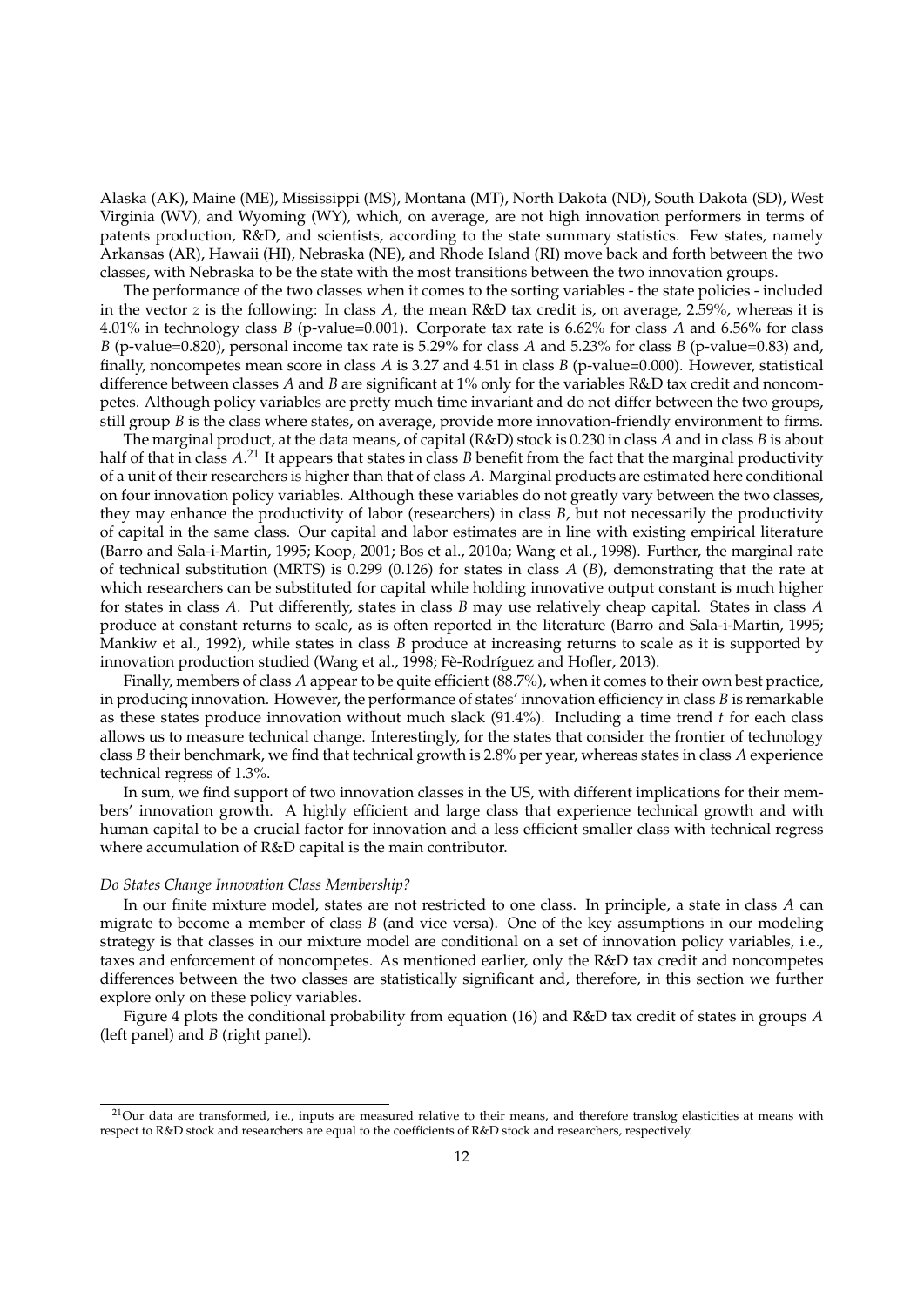Alaska (AK), Maine (ME), Mississippi (MS), Montana (MT), North Dakota (ND), South Dakota (SD), West Virginia (WV), and Wyoming (WY), which, on average, are not high innovation performers in terms of patents production, R&D, and scientists, according to the state summary statistics. Few states, namely Arkansas (AR), Hawaii (HI), Nebraska (NE), and Rhode Island (RI) move back and forth between the two classes, with Nebraska to be the state with the most transitions between the two innovation groups.

The performance of the two classes when it comes to the sorting variables - the state policies - included in the vector $z$ is the following: In class $A$, the mean R&D tax credit is, on average, 2.59%, whereas it is 4.01% in technology class $B$ (p-value=0.001). Corporate tax rate is 6.62% for class $A$ and 6.56% for class $B$ (p-value=0.820), personal income tax rate is 5.29% for class $A$ and 5.23% for class $B$ (p-value=0.83) and, finally, noncompetes mean score in class $A$ is 3.27 and 4.51 in class $B$ (p-value=0.000). However, statistical difference between classes $A$ and $B$ are significant at 1% only for the variables R&D tax credit and noncompetes. Although policy variables are pretty much time invariant and do not differ between the two groups, still group $B$ is the class where states, on average, provide more innovation-friendly environment to firms.

The marginal product, at the data means, of capital (R&D) stock is 0.230 in class $A$ and in class $B$ is about half of that in class $A$.[21] It appears that states in class $B$ benefit from the fact that the marginal productivity of a unit of their researchers is higher than that of class $A$. Marginal products are estimated here conditional on four innovation policy variables. Although these variables do not greatly vary between the two classes, they may enhance the productivity of labor (researchers) in class $B$, but not necessarily the productivity of capital in the same class. Our capital and labor estimates are in line with existing empirical literature (Barro and Sala-i-Martin, 1995; Koop, 2001; Bos et al., 2010a; Wang et al., 1998). Further, the marginal rate of technical substitution (MRTS) is 0.299 (0.126) for states in class $A$ ($B$), demonstrating that the rate at which researchers can be substituted for capital while holding innovative output constant is much higher for states in class $A$. Put differently, states in class $B$ may use relatively cheap capital. States in class $A$ produce at constant returns to scale, as is often reported in the literature (Barro and Sala-i-Martin, 1995; Mankiw et al., 1992), while states in class $B$ produce at increasing returns to scale as it is supported by innovation production studied (Wang et al., 1998; Fè-Rodríguez and Hofler, 2013).

Finally, members of class $A$ appear to be quite efficient (88.7%), when it comes to their own best practice, in producing innovation. However, the performance of states' innovation efficiency in class $B$ is remarkable as these states produce innovation without much slack (91.4%). Including a time trend $t$ for each class allows us to measure technical change. Interestingly, for the states that consider the frontier of technology class $B$ their benchmark, we find that technical growth is 2.8% per year, whereas states in class $A$ experience technical regress of 1.3%.

In sum, we find support of two innovation classes in the US, with different implications for their members' innovation growth. A highly efficient and large class that experience technical growth and with human capital to be a crucial factor for innovation and a less efficient smaller class with technical regress where accumulation of R&D capital is the main contributor.

*Do States Change Innovation Class Membership?*

In our finite mixture model, states are not restricted to one class. In principle, a state in class $A$ can migrate to become a member of class $B$ (and vice versa). One of the key assumptions in our modeling strategy is that classes in our mixture model are conditional on a set of innovation policy variables, i.e., taxes and enforcement of noncompetes. As mentioned earlier, only the R&D tax credit and noncompetes differences between the two classes are statistically significant and, therefore, in this section we further explore only on these policy variables.

Figure 4 plots the conditional probability from equation (16) and R&D tax credit of states in groups $A$ (left panel) and $B$ (right panel).

[21] Our data are transformed, i.e., inputs are measured relative to their means, and therefore translog elasticities at means with respect to R&D stock and researchers are equal to the coefficients of R&D stock and researchers, respectively.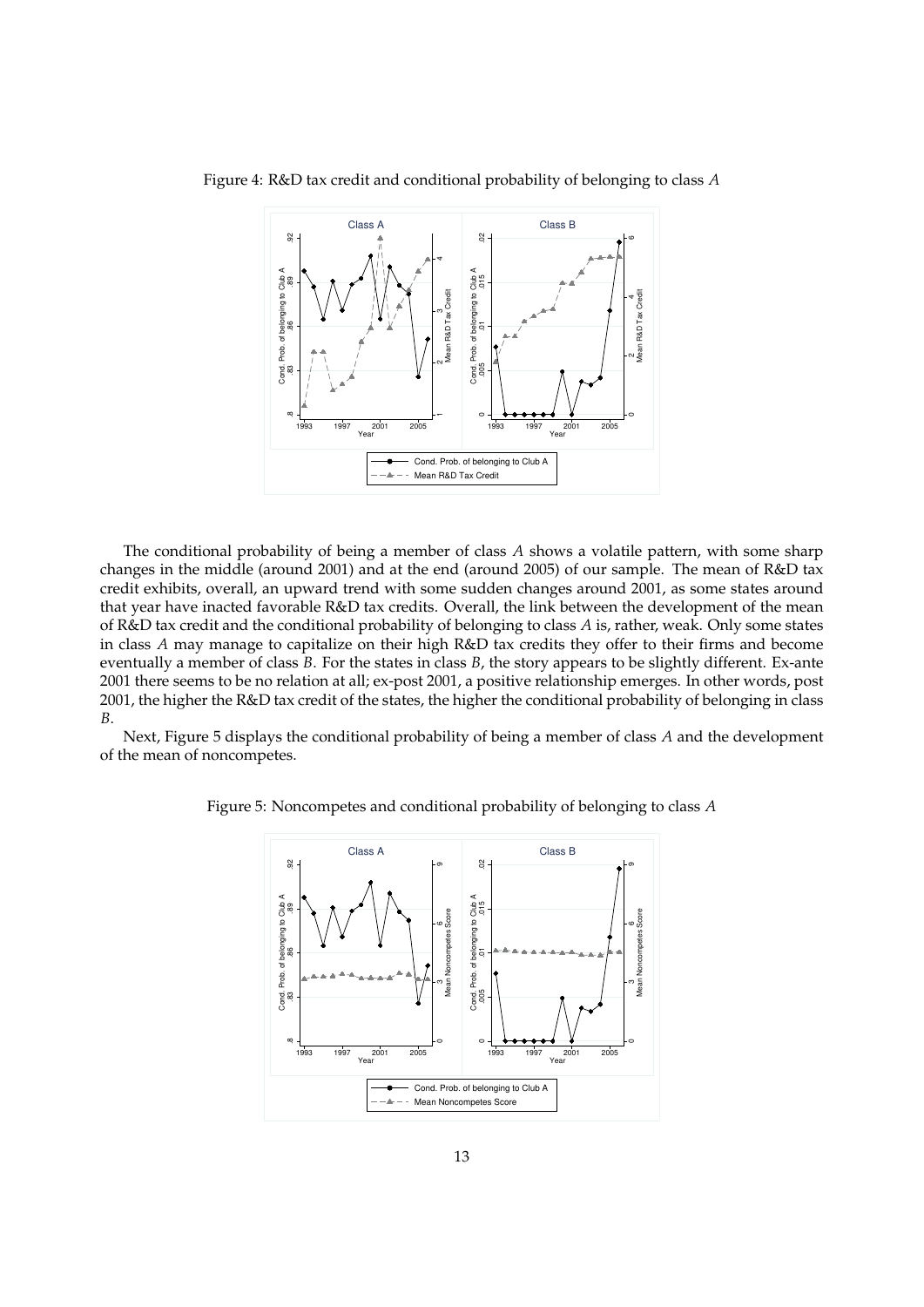Figure 4: R&D tax credit and conditional probability of belonging to class $A$

The conditional probability of being a member of class $A$ shows a volatile pattern, with some sharp changes in the middle (around 2001) and at the end (around 2005) of our sample. The mean of R&D tax credit exhibits, overall, an upward trend with some sudden changes around 2001, as some states around that year have inacted favorable R&D tax credits. Overall, the link between the development of the mean of R&D tax credit and the conditional probability of belonging to class $A$ is, rather, weak. Only some states in class $A$ may manage to capitalize on their high R&D tax credits they offer to their firms and become eventually a member of class $B$. For the states in class $B$, the story appears to be slightly different. Ex-ante 2001 there seems to be no relation at all; ex-post 2001, a positive relationship emerges. In other words, post 2001, the higher the R&D tax credit of the states, the higher the conditional probability of belonging in class $B$.

Next, Figure 5 displays the conditional probability of being a member of class $A$ and the development of the mean of noncompetes.

Figure 5: Noncompetes and conditional probability of belonging to class $A$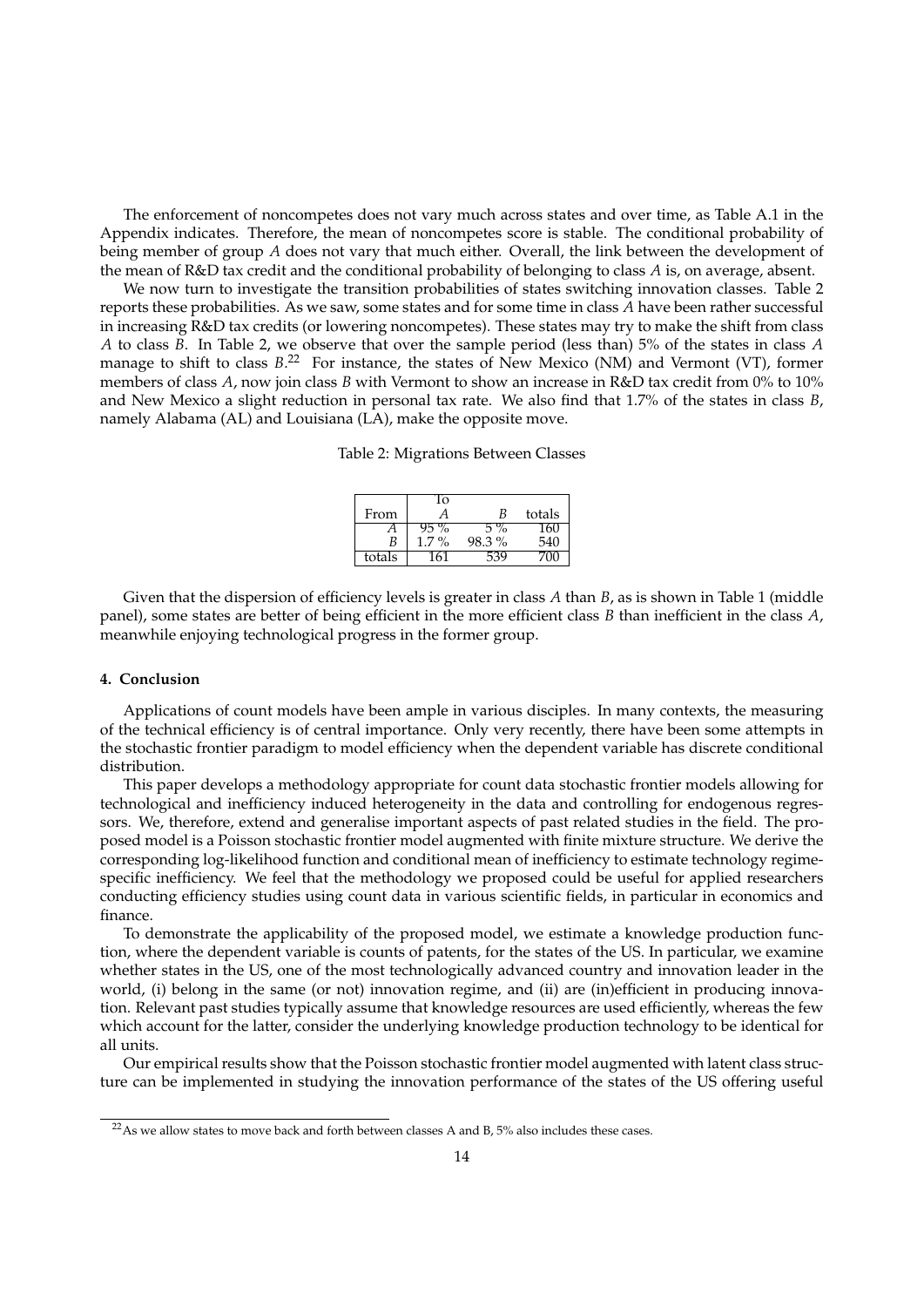The enforcement of noncompetes does not vary much across states and over time, as Table A.1 in the Appendix indicates. Therefore, the mean of noncompetes score is stable. The conditional probability of being member of group $A$ does not vary that much either. Overall, the link between the development of the mean of R&D tax credit and the conditional probability of belonging to class $A$ is, on average, absent.

We now turn to investigate the transition probabilities of states switching innovation classes. Table 2 reports these probabilities. As we saw, some states and for some time in class $A$ have been rather successful in increasing R&D tax credits (or lowering noncompetes). These states may try to make the shift from class $A$ to class $B$. In Table 2, we observe that over the sample period (less than) 5% of the states in class $A$ manage to shift to class $B$.[22] For instance, the states of New Mexico (NM) and Vermont (VT), former members of class $A$, now join class $B$ with Vermont to show an increase in R&D tax credit from 0% to 10% and New Mexico a slight reduction in personal tax rate. We also find that 1.7% of the states in class $B$, namely Alabama (AL) and Louisiana (LA), make the opposite move.

Table 2: Migrations Between Classes

| | To | | |
|---|---|---|---|
| From | $A$ | $B$ | totals |
| $A$ | 95 % | 5 % | 160 |
| $B$ | 1.7 % | 98.3 % | 540 |
| totals | 161 | 539 | 700 |

Given that the dispersion of efficiency levels is greater in class $A$ than $B$, as is shown in Table 1 (middle panel), some states are better of being efficient in the more efficient class $B$ than inefficient in the class $A$, meanwhile enjoying technological progress in the former group.

#### 4. Conclusion

Applications of count models have been ample in various disciples. In many contexts, the measuring of the technical efficiency is of central importance. Only very recently, there have been some attempts in the stochastic frontier paradigm to model efficiency when the dependent variable has discrete conditional distribution.

This paper develops a methodology appropriate for count data stochastic frontier models allowing for technological and inefficiency induced heterogeneity in the data and controlling for endogenous regressors. We, therefore, extend and generalise important aspects of past related studies in the field. The proposed model is a Poisson stochastic frontier model augmented with finite mixture structure. We derive the corresponding log-likelihood function and conditional mean of inefficiency to estimate technology regime-specific inefficiency. We feel that the methodology we proposed could be useful for applied researchers conducting efficiency studies using count data in various scientific fields, in particular in economics and finance.

To demonstrate the applicability of the proposed model, we estimate a knowledge production function, where the dependent variable is counts of patents, for the states of the US. In particular, we examine whether states in the US, one of the most technologically advanced country and innovation leader in the world, (i) belong in the same (or not) innovation regime, and (ii) are (in)efficient in producing innovation. Relevant past studies typically assume that knowledge resources are used efficiently, whereas the few which account for the latter, consider the underlying knowledge production technology to be identical for all units.

Our empirical results show that the Poisson stochastic frontier model augmented with latent class structure can be implemented in studying the innovation performance of the states of the US offering useful

[22] As we allow states to move back and forth between classes A and B, 5% also includes these cases.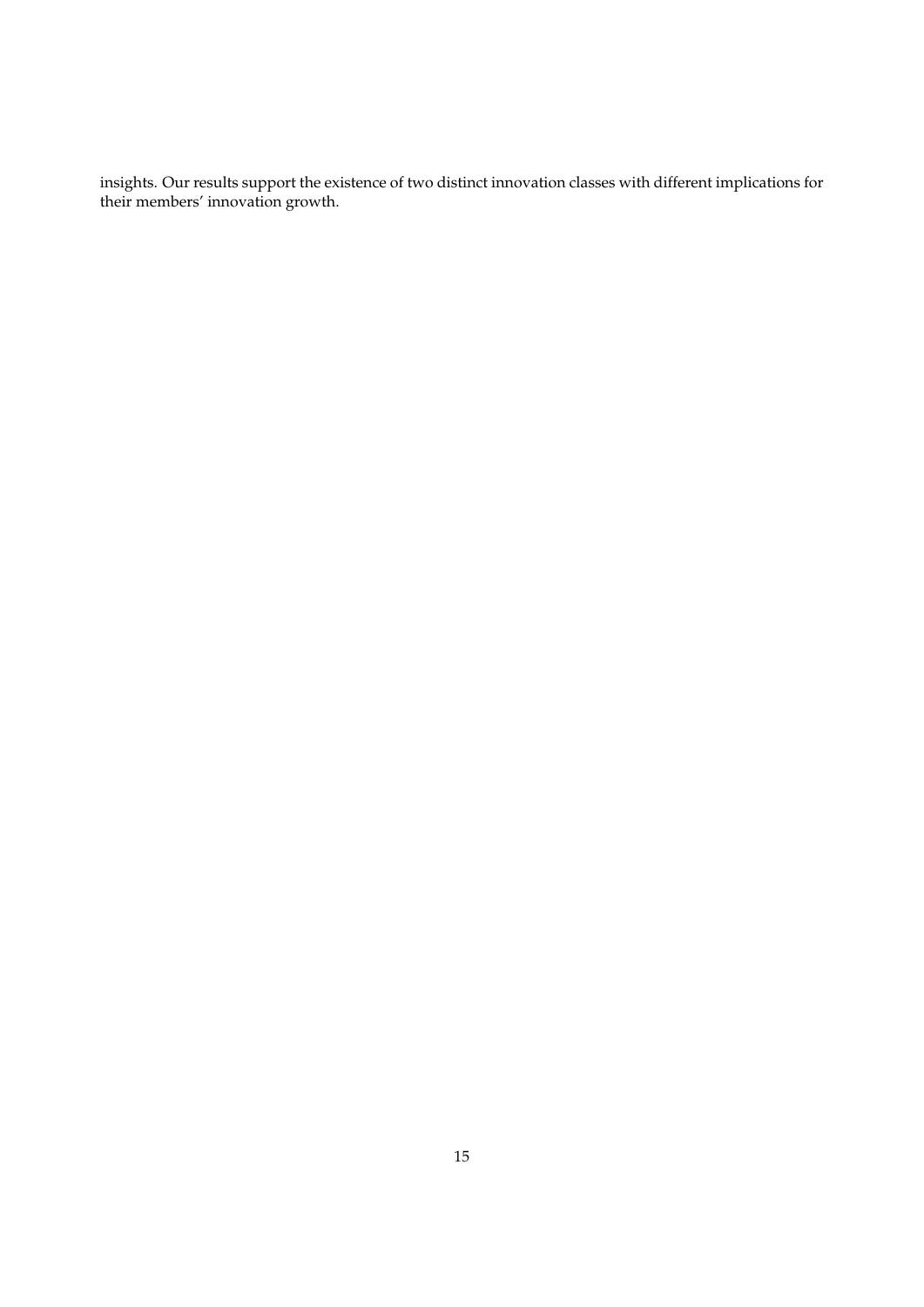insights. Our results support the existence of two distinct innovation classes with different implications for their members' innovation growth.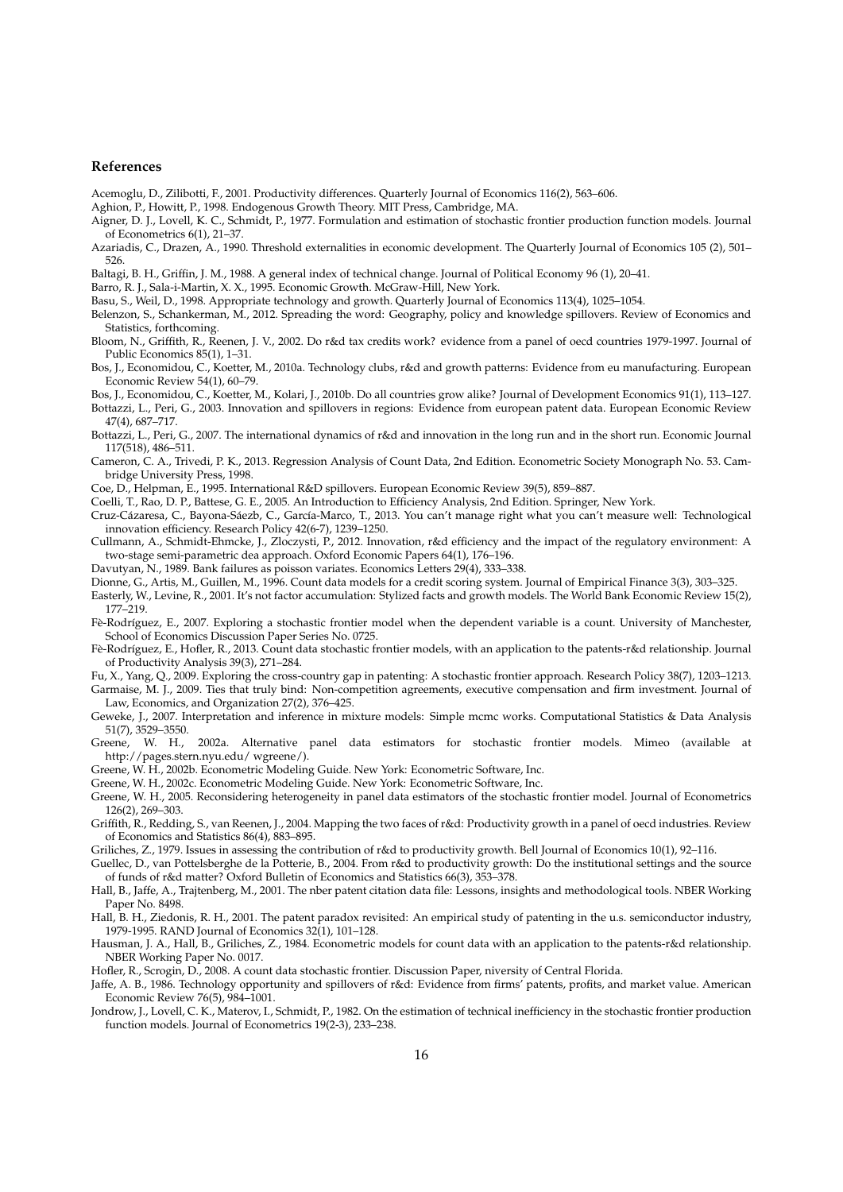## References

Acemoglu, D., Zilibotti, F., 2001. Productivity differences. Quarterly Journal of Economics 116(2), 563–606.

Aghion, P., Howitt, P., 1998. Endogenous Growth Theory. MIT Press, Cambridge, MA.

Aigner, D. J., Lovell, K. C., Schmidt, P., 1977. Formulation and estimation of stochastic frontier production function models. Journal of Econometrics 6(1), 21–37.

Azariadis, C., Drazen, A., 1990. Threshold externalities in economic development. The Quarterly Journal of Economics 105 (2), 501–526.

Baltagi, B. H., Griffin, J. M., 1988. A general index of technical change. Journal of Political Economy 96 (1), 20–41.

Barro, R. J., Sala-i-Martin, X. X., 1995. Economic Growth. McGraw-Hill, New York.

Basu, S., Weil, D., 1998. Appropriate technology and growth. Quarterly Journal of Economics 113(4), 1025–1054.

Belenzon, S., Schankerman, M., 2012. Spreading the word: Geography, policy and knowledge spillovers. Review of Economics and Statistics, forthcoming.

Bloom, N., Griffith, R., Reenen, J. V., 2002. Do r&d tax credits work? evidence from a panel of oecd countries 1979-1997. Journal of Public Economics 85(1), 1–31.

Bos, J., Economidou, C., Koetter, M., 2010a. Technology clubs, r&d and growth patterns: Evidence from eu manufacturing. European Economic Review 54(1), 60–79.

Bos, J., Economidou, C., Koetter, M., Kolari, J., 2010b. Do all countries grow alike? Journal of Development Economics 91(1), 113–127.

Bottazzi, L., Peri, G., 2003. Innovation and spillovers in regions: Evidence from european patent data. European Economic Review 47(4), 687–717.

Bottazzi, L., Peri, G., 2007. The international dynamics of r&d and innovation in the long run and in the short run. Economic Journal 117(518), 486–511.

Cameron, C. A., Trivedi, P. K., 2013. Regression Analysis of Count Data, 2nd Edition. Econometric Society Monograph No. 53. Cambridge University Press, 1998.

Coe, D., Helpman, E., 1995. International R&D spillovers. European Economic Review 39(5), 859–887.

Coelli, T., Rao, D. P., Battese, G. E., 2005. An Introduction to Efficiency Analysis, 2nd Edition. Springer, New York.

Cruz-Cázaresa, C., Bayona-Sáezb, C., García-Marco, T., 2013. You can't manage right what you can't measure well: Technological innovation efficiency. Research Policy 42(6-7), 1239–1250.

Cullmann, A., Schmidt-Ehmcke, J., Zloczysti, P., 2012. Innovation, r&d efficiency and the impact of the regulatory environment: A two-stage semi-parametric dea approach. Oxford Economic Papers 64(1), 176–196.

Davutyan, N., 1989. Bank failures as poisson variates. Economics Letters 29(4), 333–338.

Dionne, G., Artis, M., Guillen, M., 1996. Count data models for a credit scoring system. Journal of Empirical Finance 3(3), 303–325.

Easterly, W., Levine, R., 2001. It's not factor accumulation: Stylized facts and growth models. The World Bank Economic Review 15(2), 177–219.

Fè-Rodríguez, E., 2007. Exploring a stochastic frontier model when the dependent variable is a count. University of Manchester, School of Economics Discussion Paper Series No. 0725.

Fè-Rodríguez, E., Hofler, R., 2013. Count data stochastic frontier models, with an application to the patents-r&d relationship. Journal of Productivity Analysis 39(3), 271–284.

Fu, X., Yang, Q., 2009. Exploring the cross-country gap in patenting: A stochastic frontier approach. Research Policy 38(7), 1203–1213.

Garmaise, M. J., 2009. Ties that truly bind: Non-competition agreements, executive compensation and firm investment. Journal of Law, Economics, and Organization 27(2), 376–425.

Geweke, J., 2007. Interpretation and inference in mixture models: Simple mcmc works. Computational Statistics & Data Analysis 51(7), 3529–3550.

Greene, W. H., 2002a. Alternative panel data estimators for stochastic frontier models. Mimeo (available at http://pages.stern.nyu.edu/ wgreene/).

Greene, W. H., 2002b. Econometric Modeling Guide. New York: Econometric Software, Inc.

Greene, W. H., 2002c. Econometric Modeling Guide. New York: Econometric Software, Inc.

Greene, W. H., 2005. Reconsidering heterogeneity in panel data estimators of the stochastic frontier model. Journal of Econometrics 126(2), 269–303.

Griffith, R., Redding, S., van Reenen, J., 2004. Mapping the two faces of r&d: Productivity growth in a panel of oecd industries. Review of Economics and Statistics 86(4), 883–895.

Griliches, Z., 1979. Issues in assessing the contribution of r&d to productivity growth. Bell Journal of Economics 10(1), 92–116.

Guellec, D., van Pottelsberghe de la Potterie, B., 2004. From r&d to productivity growth: Do the institutional settings and the source of funds of r&d matter? Oxford Bulletin of Economics and Statistics 66(3), 353–378.

Hall, B., Jaffe, A., Trajtenberg, M., 2001. The nber patent citation data file: Lessons, insights and methodological tools. NBER Working Paper No. 8498.

Hall, B. H., Ziedonis, R. H., 2001. The patent paradox revisited: An empirical study of patenting in the u.s. semiconductor industry, 1979-1995. RAND Journal of Economics 32(1), 101–128.

Hausman, J. A., Hall, B., Griliches, Z., 1984. Econometric models for count data with an application to the patents-r&d relationship. NBER Working Paper No. 0017.

Hofler, R., Scrogin, D., 2008. A count data stochastic frontier. Discussion Paper, niversity of Central Florida.

Jaffe, A. B., 1986. Technology opportunity and spillovers of r&d: Evidence from firms' patents, profits, and market value. American Economic Review 76(5), 984–1001.

Jondrow, J., Lovell, C. K., Materov, I., Schmidt, P., 1982. On the estimation of technical inefficiency in the stochastic frontier production function models. Journal of Econometrics 19(2-3), 233–238.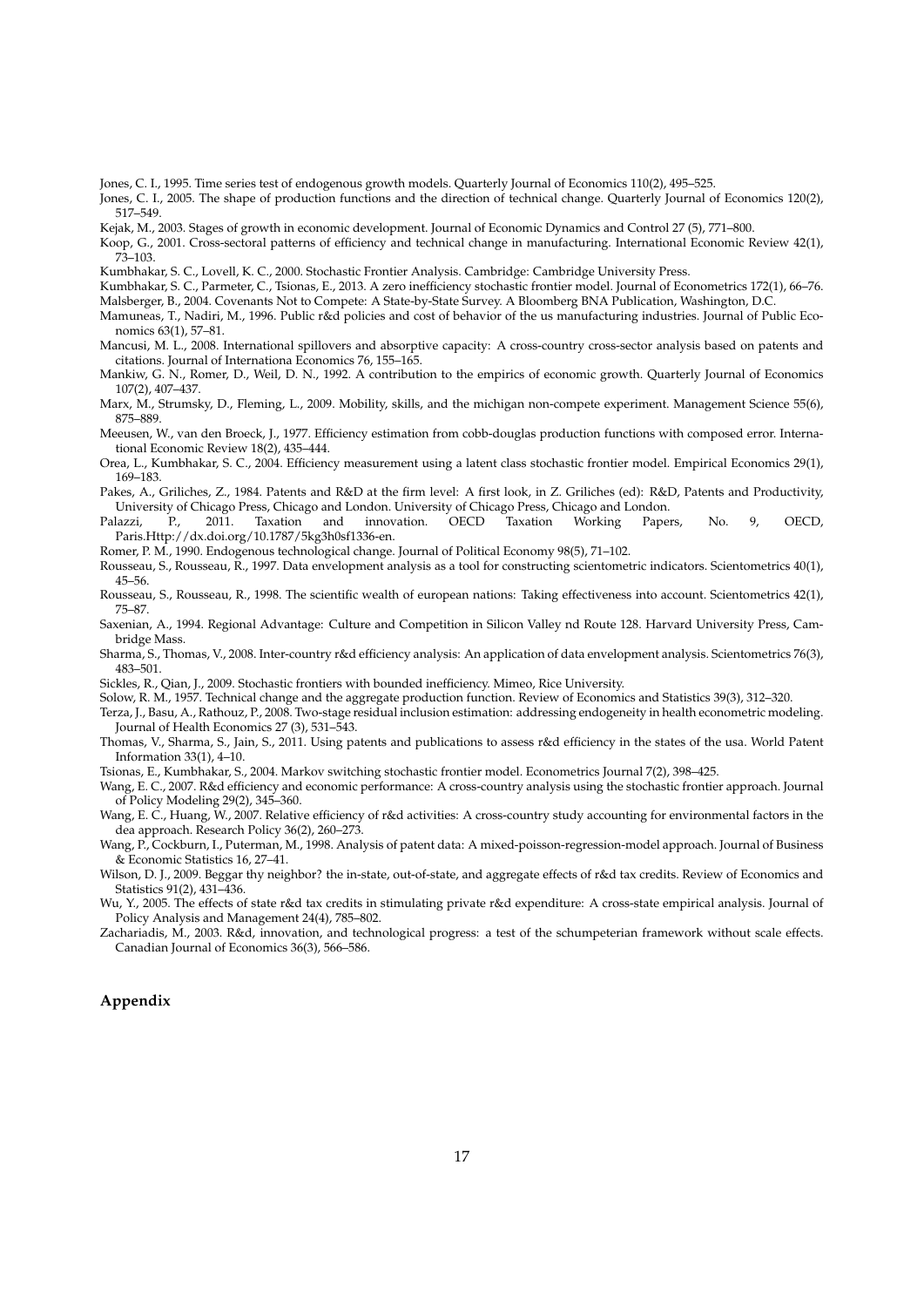Jones, C. I., 1995. Time series test of endogenous growth models. Quarterly Journal of Economics 110(2), 495–525.

Jones, C. I., 2005. The shape of production functions and the direction of technical change. Quarterly Journal of Economics 120(2), 517–549.

Kejak, M., 2003. Stages of growth in economic development. Journal of Economic Dynamics and Control 27 (5), 771–800.

Koop, G., 2001. Cross-sectoral patterns of efficiency and technical change in manufacturing. International Economic Review 42(1), 73–103.

Kumbhakar, S. C., Lovell, K. C., 2000. Stochastic Frontier Analysis. Cambridge: Cambridge University Press.

Kumbhakar, S. C., Parmeter, C., Tsionas, E., 2013. A zero inefficiency stochastic frontier model. Journal of Econometrics 172(1), 66–76.

Malsberger, B., 2004. Covenants Not to Compete: A State-by-State Survey. A Bloomberg BNA Publication, Washington, D.C.

Mamuneas, T., Nadiri, M., 1996. Public r&d policies and cost of behavior of the us manufacturing industries. Journal of Public Economics 63(1), 57–81.

Mancusi, M. L., 2008. International spillovers and absorptive capacity: A cross-country cross-sector analysis based on patents and citations. Journal of Internationa Economics 76, 155–165.

Mankiw, G. N., Romer, D., Weil, D. N., 1992. A contribution to the empirics of economic growth. Quarterly Journal of Economics 107(2), 407–437.

Marx, M., Strumsky, D., Fleming, L., 2009. Mobility, skills, and the michigan non-compete experiment. Management Science 55(6), 875–889.

Meeusen, W., van den Broeck, J., 1977. Efficiency estimation from cobb-douglas production functions with composed error. International Economic Review 18(2), 435–444.

Orea, L., Kumbhakar, S. C., 2004. Efficiency measurement using a latent class stochastic frontier model. Empirical Economics 29(1), 169–183.

Pakes, A., Griliches, Z., 1984. Patents and R&D at the firm level: A first look, in Z. Griliches (ed): R&D, Patents and Productivity, University of Chicago Press, Chicago and London. University of Chicago Press, Chicago and London.

Palazzi, P., 2011. Taxation and innovation. OECD Taxation Working Papers, No. 9, OECD, Paris.Http://dx.doi.org/10.1787/5kg3h0sf1336-en.

Romer, P. M., 1990. Endogenous technological change. Journal of Political Economy 98(5), 71–102.

Rousseau, S., Rousseau, R., 1997. Data envelopment analysis as a tool for constructing scientometric indicators. Scientometrics 40(1), 45–56.

Rousseau, S., Rousseau, R., 1998. The scientific wealth of european nations: Taking effectiveness into account. Scientometrics 42(1), 75–87.

Saxenian, A., 1994. Regional Advantage: Culture and Competition in Silicon Valley nd Route 128. Harvard University Press, Cambridge Mass.

Sharma, S., Thomas, V., 2008. Inter-country r&d efficiency analysis: An application of data envelopment analysis. Scientometrics 76(3), 483–501.

Sickles, R., Qian, J., 2009. Stochastic frontiers with bounded inefficiency. Mimeo, Rice University.

Solow, R. M., 1957. Technical change and the aggregate production function. Review of Economics and Statistics 39(3), 312–320.

Terza, J., Basu, A., Rathouz, P., 2008. Two-stage residual inclusion estimation: addressing endogeneity in health econometric modeling. Journal of Health Economics 27 (3), 531–543.

Thomas, V., Sharma, S., Jain, S., 2011. Using patents and publications to assess r&d efficiency in the states of the usa. World Patent Information 33(1), 4–10.

Tsionas, E., Kumbhakar, S., 2004. Markov switching stochastic frontier model. Econometrics Journal 7(2), 398–425.

Wang, E. C., 2007. R&d efficiency and economic performance: A cross-country analysis using the stochastic frontier approach. Journal of Policy Modeling 29(2), 345–360.

Wang, E. C., Huang, W., 2007. Relative efficiency of r&d activities: A cross-country study accounting for environmental factors in the dea approach. Research Policy 36(2), 260–273.

Wang, P., Cockburn, I., Puterman, M., 1998. Analysis of patent data: A mixed-poisson-regression-model approach. Journal of Business & Economic Statistics 16, 27–41.

Wilson, D. J., 2009. Beggar thy neighbor? the in-state, out-of-state, and aggregate effects of r&d tax credits. Review of Economics and Statistics 91(2), 431–436.

Wu, Y., 2005. The effects of state r&d tax credits in stimulating private r&d expenditure: A cross-state empirical analysis. Journal of Policy Analysis and Management 24(4), 785–802.

Zachariadis, M., 2003. R&d, innovation, and technological progress: a test of the schumpeterian framework without scale effects. Canadian Journal of Economics 36(3), 566–586.

## Appendix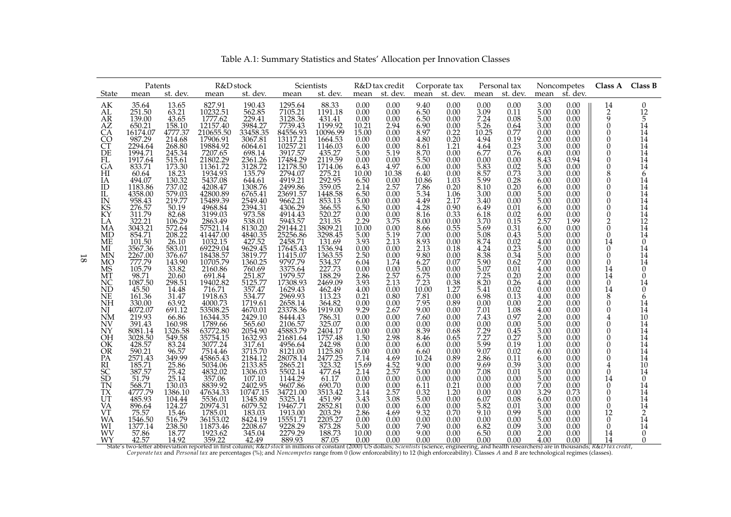Table A.1: Summary Statistics and States' Allocation per Innovation Classes

| | Patents | | R&D stock | | Scientists | | R&D tax credit | | Corporate tax | | Personal tax | | Noncompetes | | **Class A** | **Class B** |
|---|---|---|---|---|---|---|---|---|---|---|---|---|---|---|---|---|
| State | mean | st. dev. | mean | st. dev. | mean | st. dev. | mean | st. dev. | mean | st. dev. | mean | st. dev. | mean | st. dev. | | |
| AK | 35.64 | 13.65 | 827.91 | 190.43 | 1295.64 | 88.33 | 0.00 | 0.00 | 9.40 | 0.00 | 0.00 | 0.00 | 3.00 | 0.00 | 14 | 0 |
| AL | 251.50 | 63.21 | 10232.51 | 562.85 | 7105.21 | 1191.18 | 0.00 | 0.00 | 6.50 | 0.00 | 3.09 | 0.11 | 5.00 | 0.00 | 2 | 12 |
| AR | 139.00 | 43.65 | 1777.62 | 229.41 | 3128.36 | 431.41 | 0.00 | 0.00 | 6.50 | 0.00 | 7.24 | 0.08 | 5.00 | 0.00 | 9 | 5 |
| AZ | 650.21 | 158.10 | 12157.40 | 3984.27 | 7739.43 | 1199.92 | 10.21 | 2.94 | 6.90 | 0.00 | 5.26 | 0.64 | 3.00 | 0.00 | 0 | 14 |
| CA | 16174.07 | 4777.37 | 210655.50 | 33458.35 | 84556.93 | 10096.99 | 15.00 | 0.00 | 8.97 | 0.22 | 10.25 | 0.77 | 0.00 | 0.00 | 0 | 14 |
| CO | 987.29 | 214.68 | 17906.91 | 3067.81 | 13117.21 | 1664.53 | 0.00 | 0.00 | 4.80 | 0.20 | 4.94 | 0.19 | 2.00 | 0.00 | 0 | 14 |
| CT | 2294.64 | 268.80 | 19884.92 | 6064.61 | 10257.21 | 1146.03 | 6.00 | 0.00 | 8.61 | 1.21 | 4.64 | 0.23 | 3.00 | 0.00 | 0 | 14 |
| DE | 1994.71 | 245.34 | 7207.65 | 698.14 | 3917.57 | 435.27 | 5.00 | 5.19 | 8.70 | 0.00 | 6.77 | 0.76 | 6.00 | 0.00 | 0 | 14 |
| FL | 1917.64 | 515.61 | 21802.29 | 2361.26 | 17484.29 | 2119.59 | 0.00 | 0.00 | 5.50 | 0.00 | 0.00 | 0.00 | 8.43 | 0.94 | 0 | 14 |
| GA | 833.71 | 173.30 | 11361.72 | 3128.72 | 12178.50 | 1714.06 | 6.43 | 4.97 | 6.00 | 0.00 | 5.83 | 0.02 | 5.00 | 0.00 | 0 | 14 |
| HI | 60.64 | 18.23 | 1934.93 | 135.79 | 2794.07 | 275.21 | 10.00 | 10.38 | 6.40 | 0.00 | 8.57 | 0.73 | 3.00 | 0.00 | 8 | 6 |
| IA | 494.07 | 130.32 | 5437.08 | 644.61 | 4919.21 | 292.95 | 6.50 | 0.00 | 10.86 | 1.03 | 5.99 | 0.28 | 6.00 | 0.00 | 0 | 14 |
| ID | 1183.86 | 737.02 | 4208.47 | 1308.76 | 2499.86 | 359.05 | 2.14 | 2.57 | 7.86 | 0.20 | 8.10 | 0.20 | 6.00 | 0.00 | 0 | 14 |
| IL | 4358.00 | 579.03 | 42800.89 | 6765.41 | 23691.57 | 1448.58 | 6.50 | 0.00 | 5.34 | 1.06 | 3.00 | 0.00 | 5.00 | 0.00 | 0 | 14 |
| IN | 958.43 | 219.77 | 15489.39 | 2549.40 | 9662.21 | 853.13 | 5.00 | 0.00 | 4.49 | 2.17 | 3.40 | 0.00 | 5.00 | 0.00 | 0 | 14 |
| KS | 276.57 | 50.19 | 4968.84 | 2394.31 | 4306.29 | 366.55 | 6.50 | 0.00 | 4.28 | 0.90 | 6.49 | 0.01 | 6.00 | 0.00 | 0 | 14 |
| KY | 311.79 | 82.68 | 3199.03 | 973.58 | 4914.43 | 520.27 | 0.00 | 0.00 | 8.16 | 0.33 | 6.18 | 0.02 | 6.00 | 0.00 | 0 | 14 |
| LA | 322.21 | 106.29 | 2863.49 | 538.01 | 5943.57 | 231.35 | 2.29 | 3.75 | 8.00 | 0.00 | 3.70 | 0.15 | 2.57 | 1.99 | 2 | 12 |
| MA | 3043.21 | 572.64 | 57521.14 | 8130.20 | 29144.21 | 3809.21 | 10.00 | 0.00 | 8.66 | 0.55 | 5.69 | 0.31 | 6.00 | 0.00 | 0 | 14 |
| MD | 854.71 | 208.22 | 41447.00 | 4840.35 | 25256.86 | 3298.45 | 5.00 | 5.19 | 7.00 | 0.00 | 5.08 | 0.43 | 5.00 | 0.00 | 0 | 14 |
| ME | 101.50 | 26.10 | 1032.15 | 427.52 | 2458.71 | 131.69 | 3.93 | 2.13 | 8.93 | 0.00 | 8.74 | 0.02 | 4.00 | 0.00 | 14 | 0 |
| MI | 3567.36 | 583.01 | 69229.04 | 9629.45 | 17645.43 | 1536.94 | 0.00 | 0.00 | 2.13 | 0.18 | 4.24 | 0.23 | 5.00 | 0.00 | 0 | 14 |
| MN | 2267.00 | 376.67 | 18438.57 | 3819.77 | 11415.07 | 1363.55 | 2.50 | 0.00 | 9.80 | 0.00 | 8.38 | 0.34 | 5.00 | 0.00 | 0 | 14 |
| MO | 777.79 | 143.90 | 10705.79 | 1360.25 | 9797.79 | 534.37 | 6.04 | 1.74 | 6.27 | 0.07 | 5.90 | 0.62 | 7.00 | 0.00 | 0 | 14 |
| MS | 105.79 | 33.82 | 2160.86 | 760.69 | 3375.64 | 227.73 | 0.00 | 0.00 | 5.00 | 0.00 | 5.07 | 0.01 | 4.00 | 0.00 | 14 | 0 |
| MT | 98.71 | 20.60 | 691.84 | 251.87 | 1979.57 | 188.29 | 2.86 | 2.57 | 6.75 | 0.00 | 7.25 | 0.20 | 2.00 | 0.00 | 14 | 0 |
| NC | 1087.50 | 298.51 | 19402.82 | 5125.77 | 17308.93 | 2469.09 | 3.93 | 2.13 | 7.23 | 0.38 | 8.20 | 0.26 | 4.00 | 0.00 | 0 | 14 |
| ND | 45.50 | 14.48 | 716.71 | 357.47 | 1629.43 | 462.49 | 4.00 | 0.00 | 10.00 | 1.27 | 5.41 | 0.02 | 0.00 | 0.00 | 14 | 0 |
| NE | 161.36 | 31.47 | 1918.63 | 534.77 | 2969.93 | 113.23 | 0.21 | 0.80 | 7.81 | 0.00 | 6.98 | 0.13 | 4.00 | 0.00 | 8 | 6 |
| NH | 330.00 | 63.92 | 4000.73 | 1719.61 | 2658.14 | 364.82 | 0.00 | 0.00 | 7.95 | 0.89 | 0.00 | 0.00 | 2.00 | 0.00 | 0 | 14 |
| NJ | 4072.07 | 691.12 | 53508.25 | 4670.01 | 23378.36 | 1919.00 | 9.29 | 2.67 | 9.00 | 0.00 | 7.01 | 1.08 | 4.00 | 0.00 | 0 | 14 |
| NM | 219.93 | 66.86 | 16344.35 | 2429.10 | 8444.43 | 786.31 | 0.00 | 0.00 | 7.60 | 0.00 | 7.43 | 0.97 | 2.00 | 0.00 | 4 | 10 |
| NV | 391.43 | 160.98 | 1789.66 | 565.60 | 2106.57 | 325.07 | 0.00 | 0.00 | 0.00 | 0.00 | 0.00 | 0.00 | 5.00 | 0.00 | 0 | 14 |
| NY | 8081.14 | 1326.58 | 63772.80 | 2054.90 | 45883.79 | 2404.17 | 0.00 | 0.00 | 8.39 | 0.68 | 7.29 | 0.45 | 3.00 | 0.00 | 0 | 14 |
| OH | 3028.50 | 549.58 | 35754.15 | 1632.93 | 21681.64 | 1757.48 | 1.50 | 2.98 | 8.46 | 0.65 | 7.27 | 0.27 | 5.00 | 0.00 | 0 | 14 |
| OK | 428.57 | 83.24 | 3077.24 | 317.61 | 4956.64 | 242.98 | 0.00 | 0.00 | 6.00 | 0.00 | 5.99 | 0.19 | 1.00 | 0.00 | 0 | 14 |
| OR | 590.21 | 96.57 | 7514.46 | 3715.70 | 8121.00 | 1125.80 | 5.00 | 0.00 | 6.60 | 0.00 | 9.07 | 0.02 | 6.00 | 0.00 | 0 | 14 |
| PA | 2571.43 | 349.99 | 45865.43 | 2184.12 | 28078.14 | 2477.25 | 7.14 | 4.69 | 10.24 | 0.89 | 2.86 | 0.11 | 6.00 | 0.00 | 0 | 14 |
| RI | 185.71 | 25.86 | 5034.06 | 2133.85 | 2865.21 | 323.32 | 15.69 | 4.52 | 9.00 | 0.00 | 9.69 | 0.39 | 3.00 | 0.00 | 4 | 10 |
| SC | 387.57 | 75.42 | 4832.02 | 1306.03 | 5502.14 | 477.64 | 2.14 | 2.57 | 5.00 | 0.00 | 7.08 | 0.01 | 5.00 | 0.00 | 0 | 14 |
| SD | 51.79 | 25.14 | 357.06 | 107.10 | 1144.29 | 61.17 | 0.00 | 0.00 | 0.00 | 0.00 | 0.00 | 0.00 | 5.00 | 0.00 | 14 | 0 |
| TN | 568.71 | 130.03 | 8839.92 | 2402.95 | 9607.86 | 690.70 | 0.00 | 0.00 | 6.11 | 0.21 | 0.00 | 0.00 | 7.00 | 0.00 | 0 | 14 |
| TX | 4777.79 | 1386.10 | 47634.33 | 10747.15 | 34721.00 | 3513.42 | 2.14 | 2.57 | 0.32 | 1.20 | 0.00 | 0.00 | 3.29 | 0.73 | 0 | 14 |
| UT | 485.93 | 104.44 | 5536.01 | 1345.80 | 5325.14 | 451.99 | 3.43 | 3.08 | 5.00 | 0.00 | 6.07 | 0.08 | 6.00 | 0.00 | 0 | 14 |
| VA | 896.64 | 124.27 | 20974.31 | 6079.52 | 19467.71 | 2852.81 | 0.00 | 0.00 | 6.00 | 0.00 | 5.82 | 0.01 | 3.00 | 0.00 | 0 | 14 |
| VT | 75.57 | 15.46 | 1785.01 | 183.03 | 1913.00 | 203.29 | 2.86 | 4.69 | 9.32 | 0.70 | 9.10 | 0.99 | 5.00 | 0.00 | 12 | 2 |
| WA | 1546.50 | 516.79 | 36153.02 | 8424.19 | 15551.71 | 2205.27 | 0.00 | 0.00 | 0.00 | 0.00 | 0.00 | 0.00 | 5.00 | 0.00 | 0 | 14 |
| WI | 1377.14 | 238.50 | 11873.46 | 2208.67 | 9228.29 | 873.28 | 5.00 | 0.00 | 7.90 | 0.00 | 6.82 | 0.09 | 3.00 | 0.00 | 0 | 14 |
| WV | 57.86 | 18.77 | 1923.62 | 345.04 | 2279.29 | 188.73 | 10.00 | 0.00 | 9.00 | 0.00 | 6.50 | 0.00 | 2.00 | 0.00 | 14 | 0 |
| WY | 42.57 | 14.92 | 359.22 | 42.49 | 889.93 | 87.05 | 0.00 | 0.00 | 0.00 | 0.00 | 0.00 | 0.00 | 4.00 | 0.00 | 14 | 0 |

State's two-letter abbreviation reported in first column; *R&D stock* in millions of constant (2000) US dollars; *Scientists* (science, engineering, and health researchers) are in thousands; *R&D tax credit*, *Corporate tax* and *Personal tax* are percentages (%); and *Noncompetes* range from 0 (low enforceability) to 12 (high enforceability). Classes *A* and *B* are technological regimes (classes).